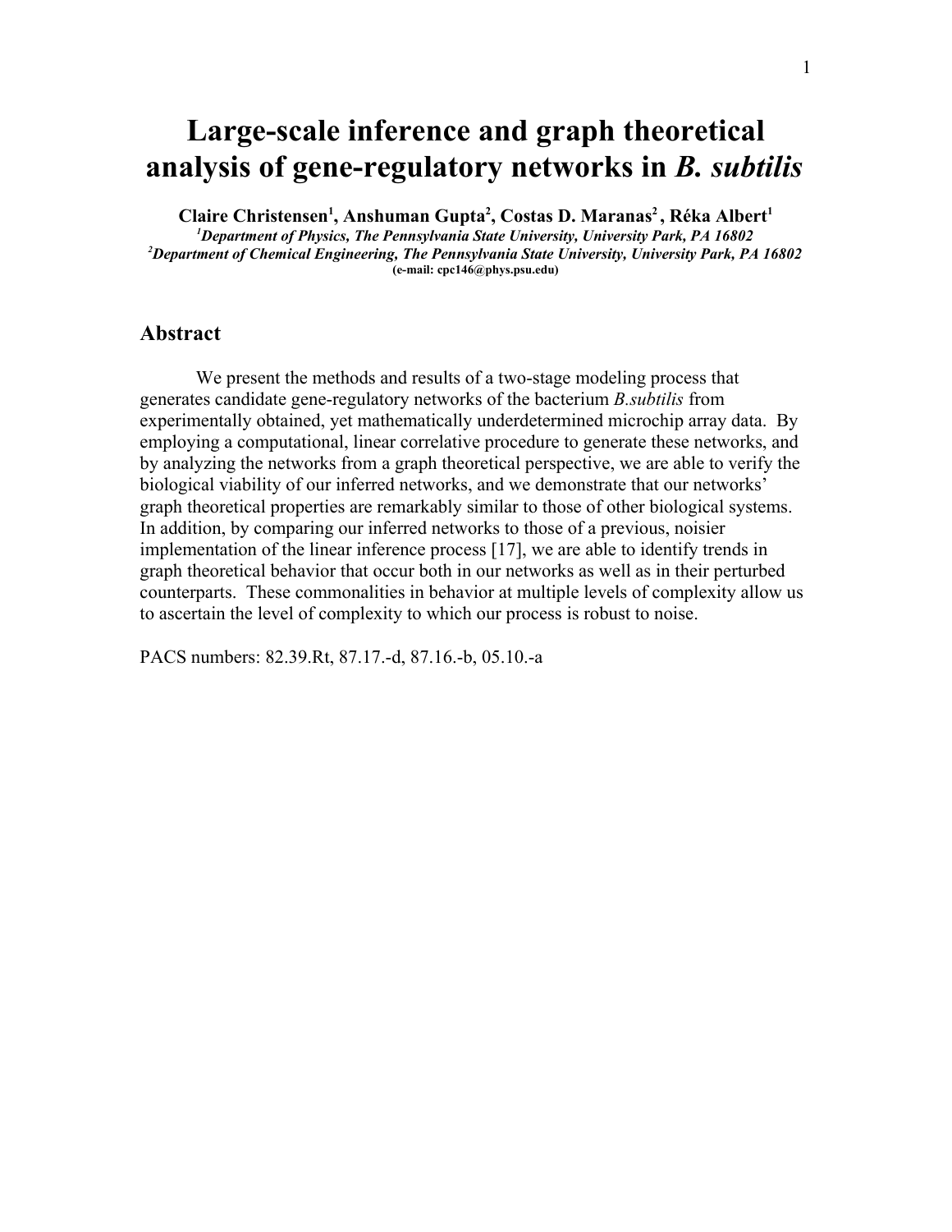# Large-scale inference and graph theoretical analysis of gene-regulatory networks in *B. subtilis*

**Claire Christensen[1], Anshuman Gupta[2], Costas D. Maranas[2], Réka Albert[1]**

[1] *Department of Physics, The Pennsylvania State University, University Park, PA 16802*

[2] *Department of Chemical Engineering, The Pennsylvania State University, University Park, PA 16802*

**(e-mail: cpc146@phys.psu.edu)**

## Abstract

We present the methods and results of a two-stage modeling process that generates candidate gene-regulatory networks of the bacterium *B.subtilis* from experimentally obtained, yet mathematically underdetermined microchip array data. By employing a computational, linear correlative procedure to generate these networks, and by analyzing the networks from a graph theoretical perspective, we are able to verify the biological viability of our inferred networks, and we demonstrate that our networks' graph theoretical properties are remarkably similar to those of other biological systems. In addition, by comparing our inferred networks to those of a previous, noisier implementation of the linear inference process [17], we are able to identify trends in graph theoretical behavior that occur both in our networks as well as in their perturbed counterparts. These commonalities in behavior at multiple levels of complexity allow us to ascertain the level of complexity to which our process is robust to noise.

PACS numbers: 82.39.Rt, 87.17.-d, 87.16.-b, 05.10.-a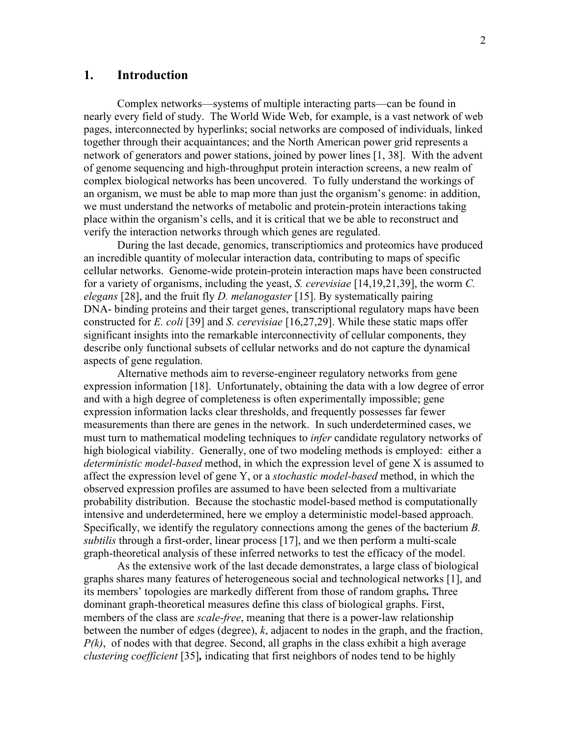## 1. Introduction

Complex networks—systems of multiple interacting parts—can be found in nearly every field of study. The World Wide Web, for example, is a vast network of web pages, interconnected by hyperlinks; social networks are composed of individuals, linked together through their acquaintances; and the North American power grid represents a network of generators and power stations, joined by power lines [1, 38]. With the advent of genome sequencing and high-throughput protein interaction screens, a new realm of complex biological networks has been uncovered. To fully understand the workings of an organism, we must be able to map more than just the organism's genome: in addition, we must understand the networks of metabolic and protein-protein interactions taking place within the organism's cells, and it is critical that we be able to reconstruct and verify the interaction networks through which genes are regulated.

During the last decade, genomics, transcriptiomics and proteomics have produced an incredible quantity of molecular interaction data, contributing to maps of specific cellular networks. Genome-wide protein-protein interaction maps have been constructed for a variety of organisms, including the yeast, *S. cerevisiae* [14,19,21,39], the worm *C. elegans* [28], and the fruit fly *D. melanogaster* [15]. By systematically pairing DNA- binding proteins and their target genes, transcriptional regulatory maps have been constructed for *E. coli* [39] and *S. cerevisiae* [16,27,29]. While these static maps offer significant insights into the remarkable interconnectivity of cellular components, they describe only functional subsets of cellular networks and do not capture the dynamical aspects of gene regulation.

Alternative methods aim to reverse-engineer regulatory networks from gene expression information [18]. Unfortunately, obtaining the data with a low degree of error and with a high degree of completeness is often experimentally impossible; gene expression information lacks clear thresholds, and frequently possesses far fewer measurements than there are genes in the network. In such underdetermined cases, we must turn to mathematical modeling techniques to *infer* candidate regulatory networks of high biological viability. Generally, one of two modeling methods is employed: either a *deterministic model-based* method, in which the expression level of gene X is assumed to affect the expression level of gene Y, or a *stochastic model-based* method, in which the observed expression profiles are assumed to have been selected from a multivariate probability distribution. Because the stochastic model-based method is computationally intensive and underdetermined, here we employ a deterministic model-based approach. Specifically, we identify the regulatory connections among the genes of the bacterium *B. subtilis* through a first-order, linear process [17], and we then perform a multi-scale graph-theoretical analysis of these inferred networks to test the efficacy of the model.

As the extensive work of the last decade demonstrates, a large class of biological graphs shares many features of heterogeneous social and technological networks [1], and its members' topologies are markedly different from those of random graphs**.** Three dominant graph-theoretical measures define this class of biological graphs. First, members of the class are *scale-free*, meaning that there is a power-law relationship between the number of edges (degree), $k$, adjacent to nodes in the graph, and the fraction, $P(k)$, of nodes with that degree. Second, all graphs in the class exhibit a high average *clustering coefficient* [35]**,** indicating that first neighbors of nodes tend to be highly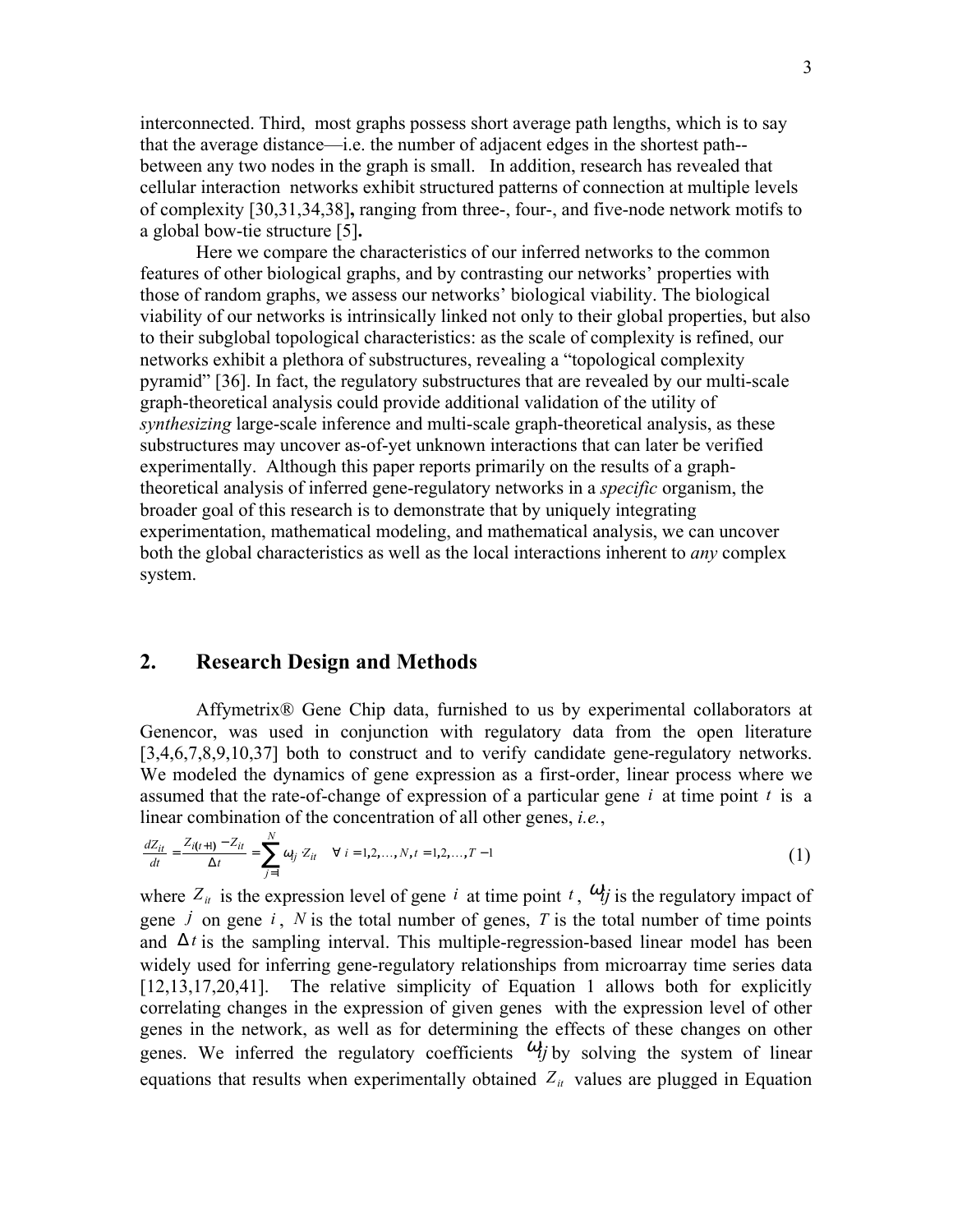interconnected. Third, most graphs possess short average path lengths, which is to say that the average distance—i.e. the number of adjacent edges in the shortest path--between any two nodes in the graph is small. In addition, research has revealed that cellular interaction networks exhibit structured patterns of connection at multiple levels of complexity [30,31,34,38]**,** ranging from three-, four-, and five-node network motifs to a global bow-tie structure [5]**.**

Here we compare the characteristics of our inferred networks to the common features of other biological graphs, and by contrasting our networks' properties with those of random graphs, we assess our networks' biological viability. The biological viability of our networks is intrinsically linked not only to their global properties, but also to their subglobal topological characteristics: as the scale of complexity is refined, our networks exhibit a plethora of substructures, revealing a "topological complexity pyramid" [36]. In fact, the regulatory substructures that are revealed by our multi-scale graph-theoretical analysis could provide additional validation of the utility of *synthesizing* large-scale inference and multi-scale graph-theoretical analysis, as these substructures may uncover as-of-yet unknown interactions that can later be verified experimentally. Although this paper reports primarily on the results of a graph-theoretical analysis of inferred gene-regulatory networks in a *specific* organism, the broader goal of this research is to demonstrate that by uniquely integrating experimentation, mathematical modeling, and mathematical analysis, we can uncover both the global characteristics as well as the local interactions inherent to *any* complex system.

## 2. Research Design and Methods

Affymetrix® Gene Chip data, furnished to us by experimental collaborators at Genencor, was used in conjunction with regulatory data from the open literature [3,4,6,7,8,9,10,37] both to construct and to verify candidate gene-regulatory networks. We modeled the dynamics of gene expression as a first-order, linear process where we assumed that the rate-of-change of expression of a particular gene $i$ at time point $t$ is a linear combination of the concentration of all other genes, *i.e.*,

$$\frac{dZ_{it}}{dt} = \frac{Z_{i(t+1)} - Z_{it}}{\Delta t} = \sum_{j=1}^{N} \omega_{ij} \cdot Z_{it} \quad \forall\ i = 1,2,\ldots,N,\ t = 1,2,\ldots,T-1 \tag{1}$$

where $Z_{it}$ is the expression level of gene $i$ at time point $t$, $\omega_{ij}$ is the regulatory impact of gene $j$ on gene $i$, $N$ is the total number of genes, $T$ is the total number of time points and $\Delta t$ is the sampling interval. This multiple-regression-based linear model has been widely used for inferring gene-regulatory relationships from microarray time series data [12,13,17,20,41]. The relative simplicity of Equation 1 allows both for explicitly correlating changes in the expression of given genes with the expression level of other genes in the network, as well as for determining the effects of these changes on other genes. We inferred the regulatory coefficients $\omega_{ij}$ by solving the system of linear equations that results when experimentally obtained $Z_{it}$ values are plugged in Equation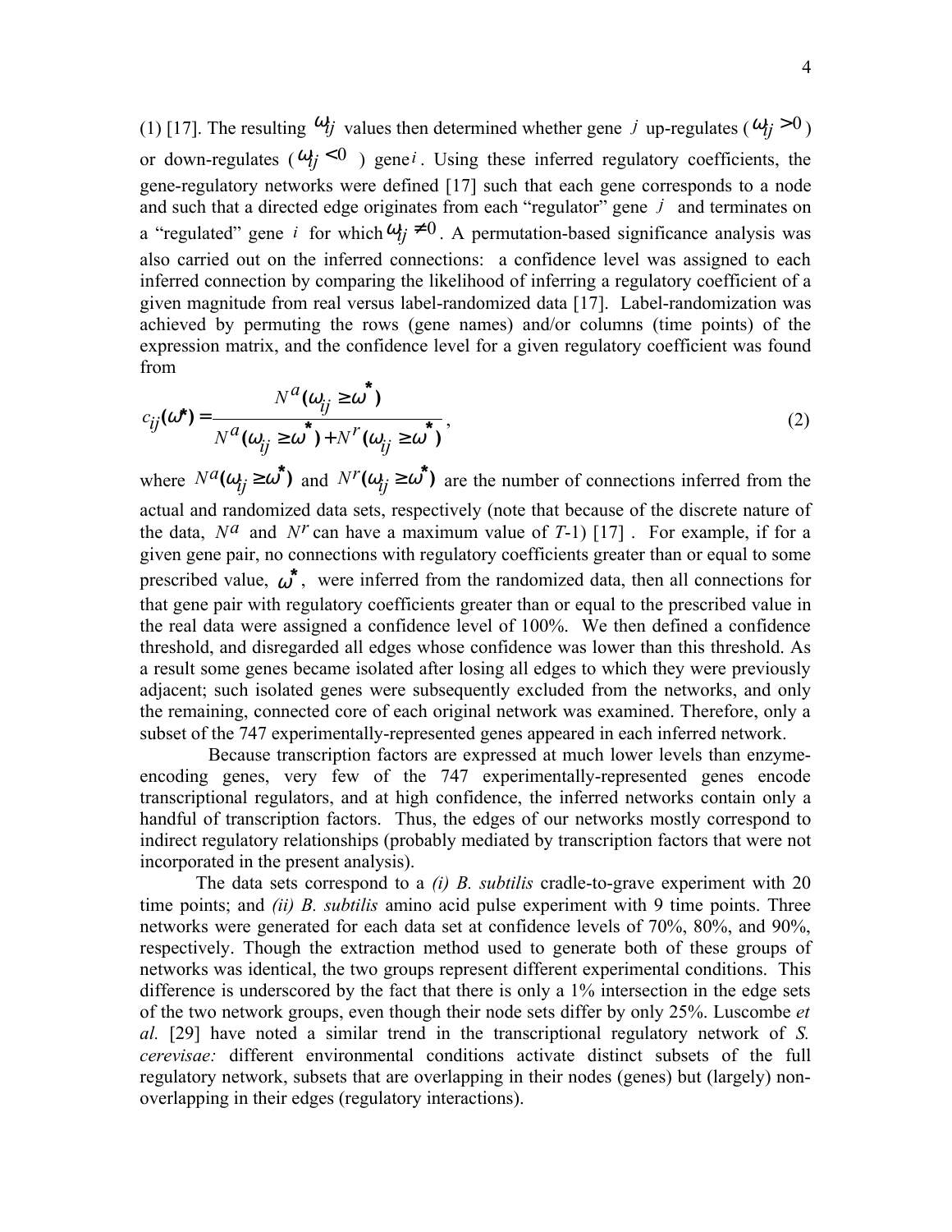(1) [17]. The resulting $\omega_{ij}$ values then determined whether gene $j$ up-regulates ($\omega_{ij} > 0$) or down-regulates ($\omega_{ij} < 0$) gene $i$. Using these inferred regulatory coefficients, the gene-regulatory networks were defined [17] such that each gene corresponds to a node and such that a directed edge originates from each "regulator" gene $j$ and terminates on a "regulated" gene $i$ for which $\omega_{ij} \neq 0$. A permutation-based significance analysis was also carried out on the inferred connections: a confidence level was assigned to each inferred connection by comparing the likelihood of inferring a regulatory coefficient of a given magnitude from real versus label-randomized data [17]. Label-randomization was achieved by permuting the rows (gene names) and/or columns (time points) of the expression matrix, and the confidence level for a given regulatory coefficient was found from

$$c_{ij}(\omega^*) = \frac{N^a(\omega_{ij} \geq \omega^*)}{N^a(\omega_{ij} \geq \omega^*) + N^r(\omega_{ij} \geq \omega^*)}, \tag{2}$$

where $N^a(\omega_{ij} \geq \omega^*)$ and $N^r(\omega_{ij} \geq \omega^*)$ are the number of connections inferred from the actual and randomized data sets, respectively (note that because of the discrete nature of the data, $N^a$ and $N^r$ can have a maximum value of $T$-1) [17] . For example, if for a given gene pair, no connections with regulatory coefficients greater than or equal to some prescribed value, $\omega^*$, were inferred from the randomized data, then all connections for that gene pair with regulatory coefficients greater than or equal to the prescribed value in the real data were assigned a confidence level of 100%. We then defined a confidence threshold, and disregarded all edges whose confidence was lower than this threshold. As a result some genes became isolated after losing all edges to which they were previously adjacent; such isolated genes were subsequently excluded from the networks, and only the remaining, connected core of each original network was examined. Therefore, only a subset of the 747 experimentally-represented genes appeared in each inferred network.

Because transcription factors are expressed at much lower levels than enzyme-encoding genes, very few of the 747 experimentally-represented genes encode transcriptional regulators, and at high confidence, the inferred networks contain only a handful of transcription factors. Thus, the edges of our networks mostly correspond to indirect regulatory relationships (probably mediated by transcription factors that were not incorporated in the present analysis).

The data sets correspond to a *(i) B. subtilis* cradle-to-grave experiment with 20 time points; and *(ii) B. subtilis* amino acid pulse experiment with 9 time points. Three networks were generated for each data set at confidence levels of 70%, 80%, and 90%, respectively. Though the extraction method used to generate both of these groups of networks was identical, the two groups represent different experimental conditions. This difference is underscored by the fact that there is only a 1% intersection in the edge sets of the two network groups, even though their node sets differ by only 25%. Luscombe *et al.* [29] have noted a similar trend in the transcriptional regulatory network of *S. cerevisae:* different environmental conditions activate distinct subsets of the full regulatory network, subsets that are overlapping in their nodes (genes) but (largely) non-overlapping in their edges (regulatory interactions).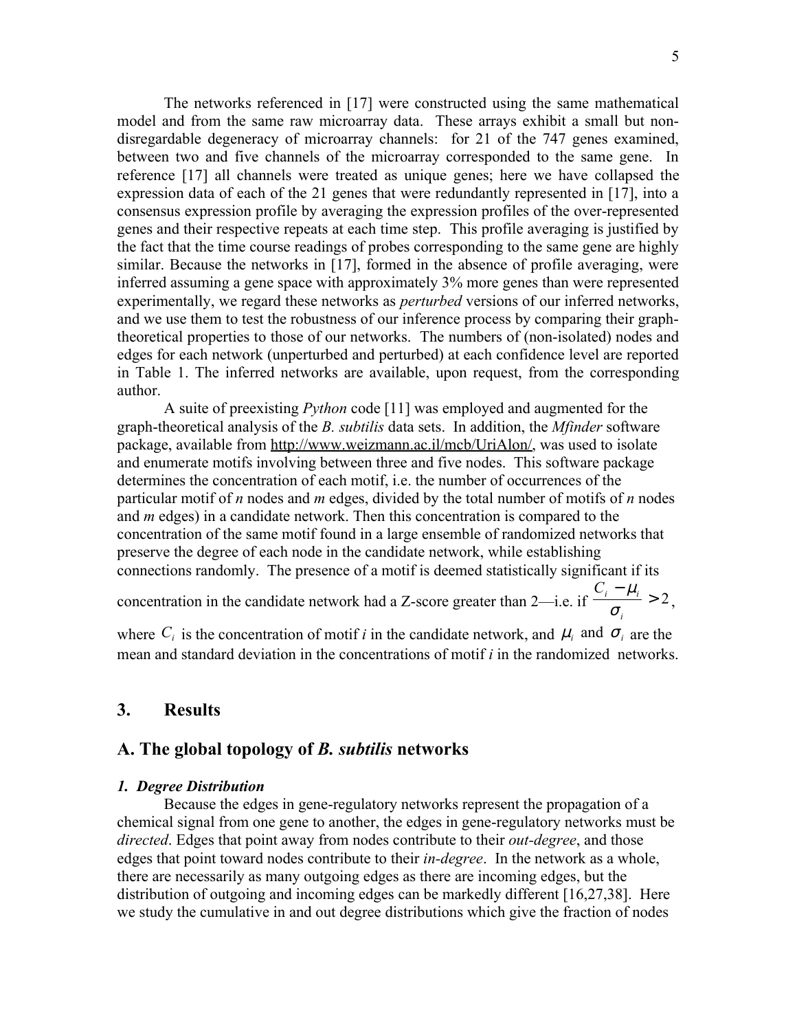The networks referenced in [17] were constructed using the same mathematical model and from the same raw microarray data. These arrays exhibit a small but non-disregardable degeneracy of microarray channels: for 21 of the 747 genes examined, between two and five channels of the microarray corresponded to the same gene. In reference [17] all channels were treated as unique genes; here we have collapsed the expression data of each of the 21 genes that were redundantly represented in [17], into a consensus expression profile by averaging the expression profiles of the over-represented genes and their respective repeats at each time step. This profile averaging is justified by the fact that the time course readings of probes corresponding to the same gene are highly similar. Because the networks in [17], formed in the absence of profile averaging, were inferred assuming a gene space with approximately 3% more genes than were represented experimentally, we regard these networks as *perturbed* versions of our inferred networks, and we use them to test the robustness of our inference process by comparing their graph-theoretical properties to those of our networks. The numbers of (non-isolated) nodes and edges for each network (unperturbed and perturbed) at each confidence level are reported in Table 1. The inferred networks are available, upon request, from the corresponding author.

A suite of preexisting *Python* code [11] was employed and augmented for the graph-theoretical analysis of the *B. subtilis* data sets. In addition, the *Mfinder* software package, available from http://www.weizmann.ac.il/mcb/UriAlon/, was used to isolate and enumerate motifs involving between three and five nodes. This software package determines the concentration of each motif, i.e. the number of occurrences of the particular motif of *n* nodes and *m* edges, divided by the total number of motifs of *n* nodes and *m* edges) in a candidate network. Then this concentration is compared to the concentration of the same motif found in a large ensemble of randomized networks that preserve the degree of each node in the candidate network, while establishing connections randomly. The presence of a motif is deemed statistically significant if its concentration in the candidate network had a Z-score greater than 2—i.e. if $\frac{C_i - \mu_i}{\sigma_i} > 2$, where $C_i$ is the concentration of motif *i* in the candidate network, and $\mu_i$ and $\sigma_i$ are the mean and standard deviation in the concentrations of motif *i* in the randomized networks.

## 3. Results

## A. The global topology of *B. subtilis* networks

### *1. Degree Distribution*

Because the edges in gene-regulatory networks represent the propagation of a chemical signal from one gene to another, the edges in gene-regulatory networks must be *directed*. Edges that point away from nodes contribute to their *out-degree*, and those edges that point toward nodes contribute to their *in-degree*. In the network as a whole, there are necessarily as many outgoing edges as there are incoming edges, but the distribution of outgoing and incoming edges can be markedly different [16,27,38]. Here we study the cumulative in and out degree distributions which give the fraction of nodes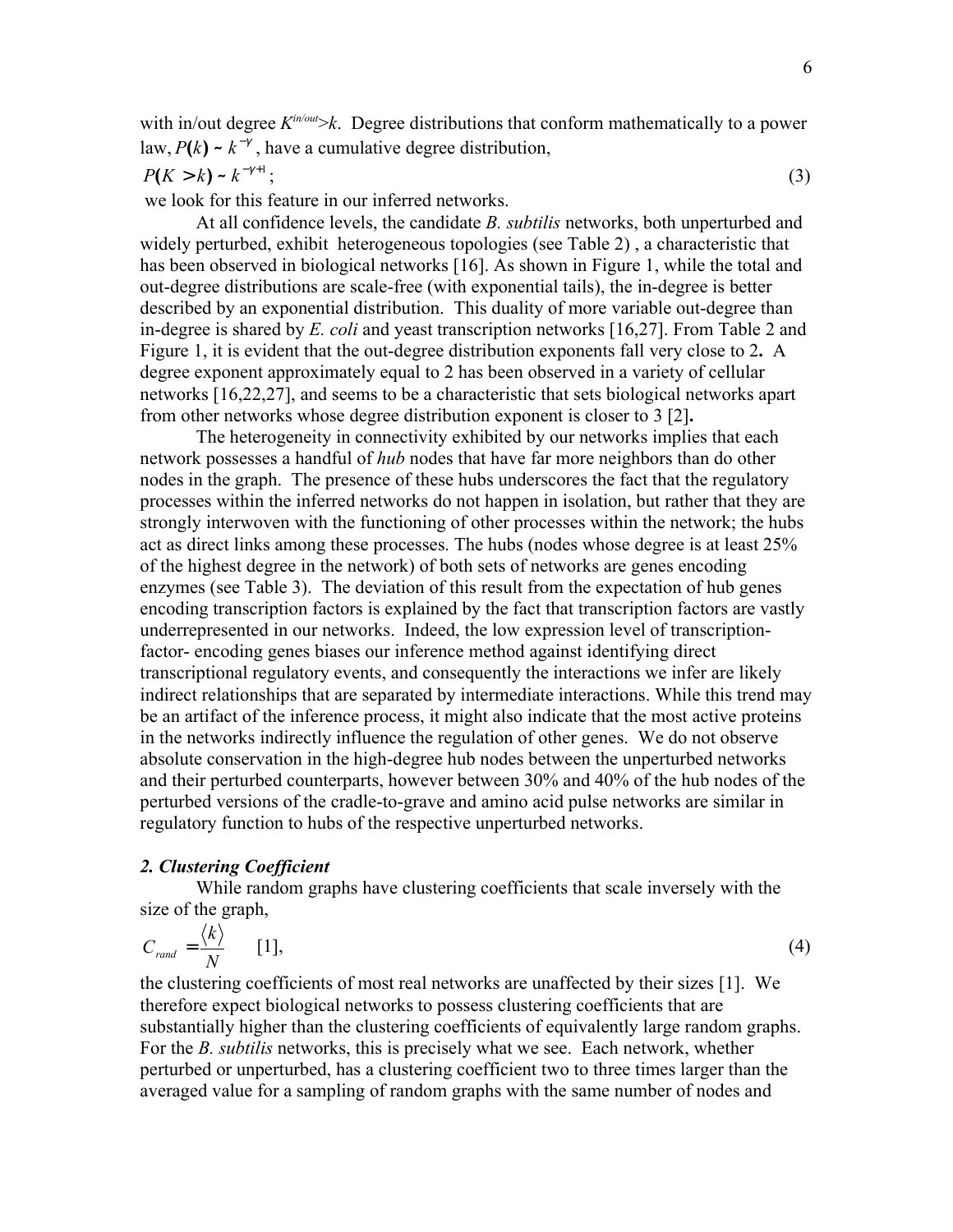with in/out degree $K^{in/out}>k$. Degree distributions that conform mathematically to a power law, $P(k) \sim k^{-\gamma}$, have a cumulative degree distribution,

$$P(K > k) \sim k^{-\gamma+1}; \tag{3}$$

we look for this feature in our inferred networks.

At all confidence levels, the candidate *B. subtilis* networks, both unperturbed and widely perturbed, exhibit heterogeneous topologies (see Table 2) , a characteristic that has been observed in biological networks [16]. As shown in Figure 1, while the total and out-degree distributions are scale-free (with exponential tails), the in-degree is better described by an exponential distribution. This duality of more variable out-degree than in-degree is shared by *E. coli* and yeast transcription networks [16,27]. From Table 2 and Figure 1, it is evident that the out-degree distribution exponents fall very close to 2**.** A degree exponent approximately equal to 2 has been observed in a variety of cellular networks [16,22,27], and seems to be a characteristic that sets biological networks apart from other networks whose degree distribution exponent is closer to 3 [2]**.**

The heterogeneity in connectivity exhibited by our networks implies that each network possesses a handful of *hub* nodes that have far more neighbors than do other nodes in the graph. The presence of these hubs underscores the fact that the regulatory processes within the inferred networks do not happen in isolation, but rather that they are strongly interwoven with the functioning of other processes within the network; the hubs act as direct links among these processes. The hubs (nodes whose degree is at least 25% of the highest degree in the network) of both sets of networks are genes encoding enzymes (see Table 3). The deviation of this result from the expectation of hub genes encoding transcription factors is explained by the fact that transcription factors are vastly underrepresented in our networks. Indeed, the low expression level of transcription-factor- encoding genes biases our inference method against identifying direct transcriptional regulatory events, and consequently the interactions we infer are likely indirect relationships that are separated by intermediate interactions. While this trend may be an artifact of the inference process, it might also indicate that the most active proteins in the networks indirectly influence the regulation of other genes. We do not observe absolute conservation in the high-degree hub nodes between the unperturbed networks and their perturbed counterparts, however between 30% and 40% of the hub nodes of the perturbed versions of the cradle-to-grave and amino acid pulse networks are similar in regulatory function to hubs of the respective unperturbed networks.

### *2. Clustering Coefficient*

While random graphs have clustering coefficients that scale inversely with the size of the graph,

$$C_{rand} = \frac{\langle k \rangle}{N} \quad [1], \tag{4}$$

the clustering coefficients of most real networks are unaffected by their sizes [1]. We therefore expect biological networks to possess clustering coefficients that are substantially higher than the clustering coefficients of equivalently large random graphs. For the *B. subtilis* networks, this is precisely what we see. Each network, whether perturbed or unperturbed, has a clustering coefficient two to three times larger than the averaged value for a sampling of random graphs with the same number of nodes and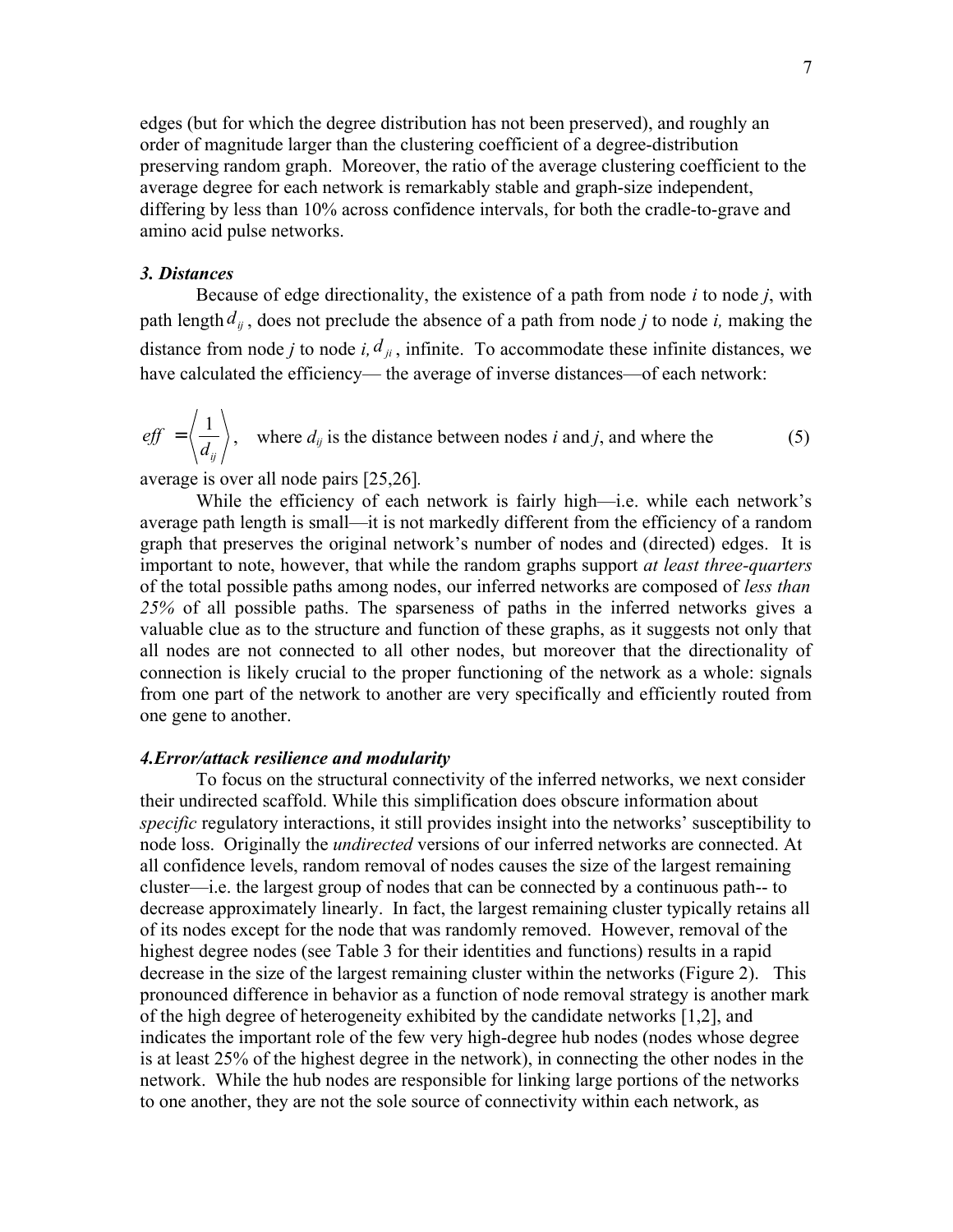edges (but for which the degree distribution has not been preserved), and roughly an order of magnitude larger than the clustering coefficient of a degree-distribution preserving random graph. Moreover, the ratio of the average clustering coefficient to the average degree for each network is remarkably stable and graph-size independent, differing by less than 10% across confidence intervals, for both the cradle-to-grave and amino acid pulse networks.

### *3. Distances*

Because of edge directionality, the existence of a path from node *i* to node *j*, with path length $d_{ij}$, does not preclude the absence of a path from node *j* to node *i,* making the distance from node *j* to node *i,* $d_{ji}$, infinite. To accommodate these infinite distances, we have calculated the efficiency— the average of inverse distances—of each network:

$$eff = \left\langle \frac{1}{d_{ij}} \right\rangle, \quad \text{where } d_{ij} \text{ is the distance between nodes } i \text{ and } j \text{, and where the} \tag{5}$$

average is over all node pairs [25,26].

While the efficiency of each network is fairly high—i.e. while each network's average path length is small—it is not markedly different from the efficiency of a random graph that preserves the original network's number of nodes and (directed) edges. It is important to note, however, that while the random graphs support *at least three-quarters* of the total possible paths among nodes, our inferred networks are composed of *less than 25%* of all possible paths. The sparseness of paths in the inferred networks gives a valuable clue as to the structure and function of these graphs, as it suggests not only that all nodes are not connected to all other nodes, but moreover that the directionality of connection is likely crucial to the proper functioning of the network as a whole: signals from one part of the network to another are very specifically and efficiently routed from one gene to another.

### *4.Error/attack resilience and modularity*

To focus on the structural connectivity of the inferred networks, we next consider their undirected scaffold. While this simplification does obscure information about *specific* regulatory interactions, it still provides insight into the networks' susceptibility to node loss. Originally the *undirected* versions of our inferred networks are connected. At all confidence levels, random removal of nodes causes the size of the largest remaining cluster—i.e. the largest group of nodes that can be connected by a continuous path-- to decrease approximately linearly. In fact, the largest remaining cluster typically retains all of its nodes except for the node that was randomly removed. However, removal of the highest degree nodes (see Table 3 for their identities and functions) results in a rapid decrease in the size of the largest remaining cluster within the networks (Figure 2). This pronounced difference in behavior as a function of node removal strategy is another mark of the high degree of heterogeneity exhibited by the candidate networks [1,2], and indicates the important role of the few very high-degree hub nodes (nodes whose degree is at least 25% of the highest degree in the network), in connecting the other nodes in the network. While the hub nodes are responsible for linking large portions of the networks to one another, they are not the sole source of connectivity within each network, as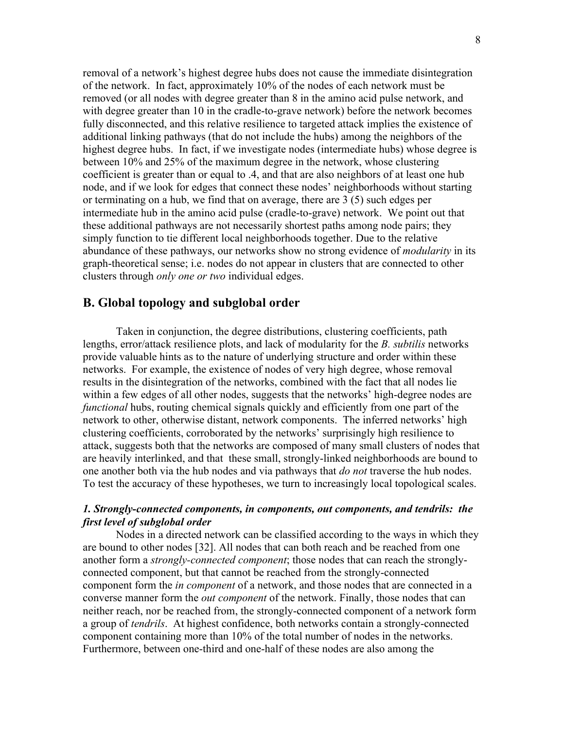removal of a network's highest degree hubs does not cause the immediate disintegration of the network. In fact, approximately 10% of the nodes of each network must be removed (or all nodes with degree greater than 8 in the amino acid pulse network, and with degree greater than 10 in the cradle-to-grave network) before the network becomes fully disconnected, and this relative resilience to targeted attack implies the existence of additional linking pathways (that do not include the hubs) among the neighbors of the highest degree hubs. In fact, if we investigate nodes (intermediate hubs) whose degree is between 10% and 25% of the maximum degree in the network, whose clustering coefficient is greater than or equal to .4, and that are also neighbors of at least one hub node, and if we look for edges that connect these nodes' neighborhoods without starting or terminating on a hub, we find that on average, there are 3 (5) such edges per intermediate hub in the amino acid pulse (cradle-to-grave) network. We point out that these additional pathways are not necessarily shortest paths among node pairs; they simply function to tie different local neighborhoods together. Due to the relative abundance of these pathways, our networks show no strong evidence of *modularity* in its graph-theoretical sense; i.e. nodes do not appear in clusters that are connected to other clusters through *only one or two* individual edges.

## B. Global topology and subglobal order

Taken in conjunction, the degree distributions, clustering coefficients, path lengths, error/attack resilience plots, and lack of modularity for the *B. subtilis* networks provide valuable hints as to the nature of underlying structure and order within these networks. For example, the existence of nodes of very high degree, whose removal results in the disintegration of the networks, combined with the fact that all nodes lie within a few edges of all other nodes, suggests that the networks' high-degree nodes are *functional* hubs, routing chemical signals quickly and efficiently from one part of the network to other, otherwise distant, network components. The inferred networks' high clustering coefficients, corroborated by the networks' surprisingly high resilience to attack, suggests both that the networks are composed of many small clusters of nodes that are heavily interlinked, and that these small, strongly-linked neighborhoods are bound to one another both via the hub nodes and via pathways that *do not* traverse the hub nodes. To test the accuracy of these hypotheses, we turn to increasingly local topological scales.

### *1. Strongly-connected components, in components, out components, and tendrils: the first level of subglobal order*

Nodes in a directed network can be classified according to the ways in which they are bound to other nodes [32]. All nodes that can both reach and be reached from one another form a *strongly-connected component*; those nodes that can reach the strongly-connected component, but that cannot be reached from the strongly-connected component form the *in component* of a network, and those nodes that are connected in a converse manner form the *out component* of the network. Finally, those nodes that can neither reach, nor be reached from, the strongly-connected component of a network form a group of *tendrils*. At highest confidence, both networks contain a strongly-connected component containing more than 10% of the total number of nodes in the networks. Furthermore, between one-third and one-half of these nodes are also among the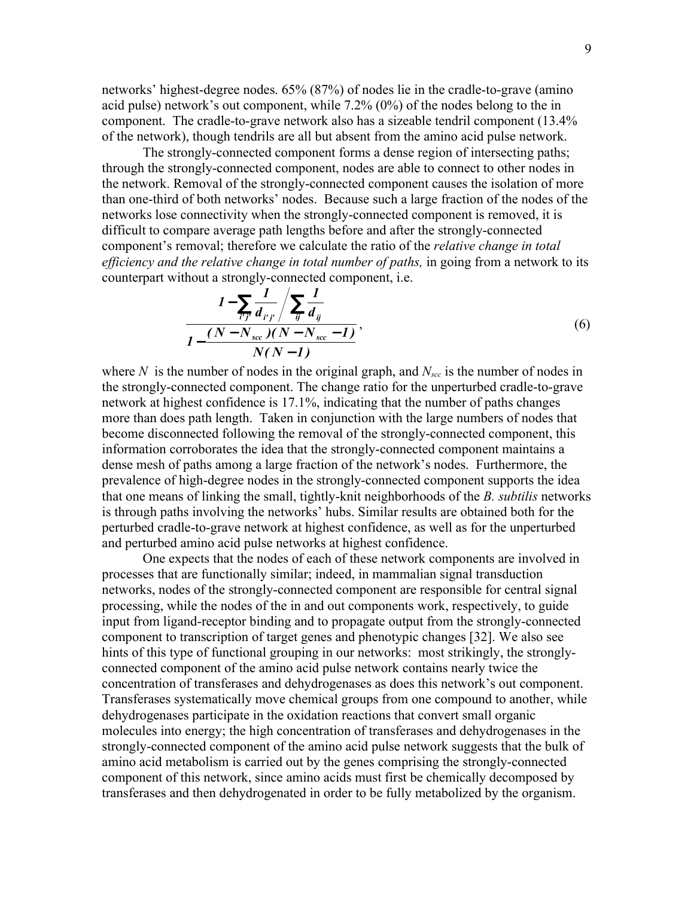networks' highest-degree nodes. 65% (87%) of nodes lie in the cradle-to-grave (amino acid pulse) network's out component, while 7.2% (0%) of the nodes belong to the in component. The cradle-to-grave network also has a sizeable tendril component (13.4% of the network), though tendrils are all but absent from the amino acid pulse network.

The strongly-connected component forms a dense region of intersecting paths; through the strongly-connected component, nodes are able to connect to other nodes in the network. Removal of the strongly-connected component causes the isolation of more than one-third of both networks' nodes. Because such a large fraction of the nodes of the networks lose connectivity when the strongly-connected component is removed, it is difficult to compare average path lengths before and after the strongly-connected component's removal; therefore we calculate the ratio of the *relative change in total efficiency and the relative change in total number of paths,* in going from a network to its counterpart without a strongly-connected component, i.e.

$$\frac{1-\sum_{i'j'}\frac{1}{d_{i'j'}}\Big/\sum_{ij}\frac{1}{d_{ij}}}{1-\frac{(N-N_{scc})(N-N_{scc}-1)}{N(N-1)}}, \tag{6}$$

where $N$ is the number of nodes in the original graph, and $N_{scc}$ is the number of nodes in the strongly-connected component. The change ratio for the unperturbed cradle-to-grave network at highest confidence is 17.1%, indicating that the number of paths changes more than does path length. Taken in conjunction with the large numbers of nodes that become disconnected following the removal of the strongly-connected component, this information corroborates the idea that the strongly-connected component maintains a dense mesh of paths among a large fraction of the network's nodes. Furthermore, the prevalence of high-degree nodes in the strongly-connected component supports the idea that one means of linking the small, tightly-knit neighborhoods of the *B. subtilis* networks is through paths involving the networks' hubs. Similar results are obtained both for the perturbed cradle-to-grave network at highest confidence, as well as for the unperturbed and perturbed amino acid pulse networks at highest confidence.

One expects that the nodes of each of these network components are involved in processes that are functionally similar; indeed, in mammalian signal transduction networks, nodes of the strongly-connected component are responsible for central signal processing, while the nodes of the in and out components work, respectively, to guide input from ligand-receptor binding and to propagate output from the strongly-connected component to transcription of target genes and phenotypic changes [32]. We also see hints of this type of functional grouping in our networks: most strikingly, the strongly-connected component of the amino acid pulse network contains nearly twice the concentration of transferases and dehydrogenases as does this network's out component. Transferases systematically move chemical groups from one compound to another, while dehydrogenases participate in the oxidation reactions that convert small organic molecules into energy; the high concentration of transferases and dehydrogenases in the strongly-connected component of the amino acid pulse network suggests that the bulk of amino acid metabolism is carried out by the genes comprising the strongly-connected component of this network, since amino acids must first be chemically decomposed by transferases and then dehydrogenated in order to be fully metabolized by the organism.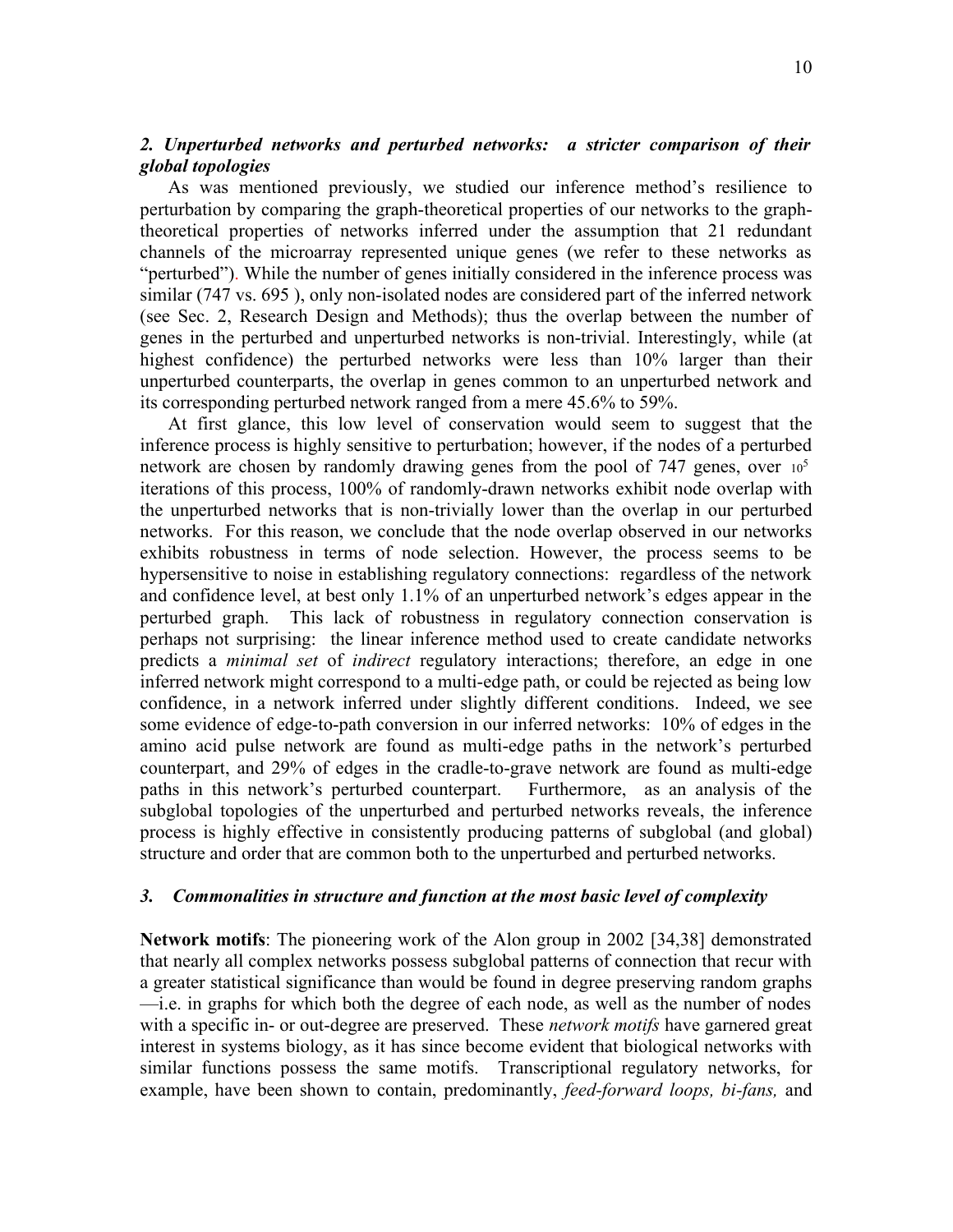### *2. Unperturbed networks and perturbed networks: a stricter comparison of their global topologies*

As was mentioned previously, we studied our inference method's resilience to perturbation by comparing the graph-theoretical properties of our networks to the graph-theoretical properties of networks inferred under the assumption that 21 redundant channels of the microarray represented unique genes (we refer to these networks as "perturbed"). While the number of genes initially considered in the inference process was similar (747 vs. 695 ), only non-isolated nodes are considered part of the inferred network (see Sec. 2, Research Design and Methods); thus the overlap between the number of genes in the perturbed and unperturbed networks is non-trivial. Interestingly, while (at highest confidence) the perturbed networks were less than 10% larger than their unperturbed counterparts, the overlap in genes common to an unperturbed network and its corresponding perturbed network ranged from a mere 45.6% to 59%.

At first glance, this low level of conservation would seem to suggest that the inference process is highly sensitive to perturbation; however, if the nodes of a perturbed network are chosen by randomly drawing genes from the pool of 747 genes, over $10^5$ iterations of this process, 100% of randomly-drawn networks exhibit node overlap with the unperturbed networks that is non-trivially lower than the overlap in our perturbed networks. For this reason, we conclude that the node overlap observed in our networks exhibits robustness in terms of node selection. However, the process seems to be hypersensitive to noise in establishing regulatory connections: regardless of the network and confidence level, at best only 1.1% of an unperturbed network's edges appear in the perturbed graph. This lack of robustness in regulatory connection conservation is perhaps not surprising: the linear inference method used to create candidate networks predicts a *minimal set* of *indirect* regulatory interactions; therefore, an edge in one inferred network might correspond to a multi-edge path, or could be rejected as being low confidence, in a network inferred under slightly different conditions. Indeed, we see some evidence of edge-to-path conversion in our inferred networks: 10% of edges in the amino acid pulse network are found as multi-edge paths in the network's perturbed counterpart, and 29% of edges in the cradle-to-grave network are found as multi-edge paths in this network's perturbed counterpart. Furthermore, as an analysis of the subglobal topologies of the unperturbed and perturbed networks reveals, the inference process is highly effective in consistently producing patterns of subglobal (and global) structure and order that are common both to the unperturbed and perturbed networks.

### *3. Commonalities in structure and function at the most basic level of complexity*

**Network motifs**: The pioneering work of the Alon group in 2002 [34,38] demonstrated that nearly all complex networks possess subglobal patterns of connection that recur with a greater statistical significance than would be found in degree preserving random graphs —i.e. in graphs for which both the degree of each node, as well as the number of nodes with a specific in- or out-degree are preserved. These *network motifs* have garnered great interest in systems biology, as it has since become evident that biological networks with similar functions possess the same motifs. Transcriptional regulatory networks, for example, have been shown to contain, predominantly, *feed-forward loops, bi-fans,* and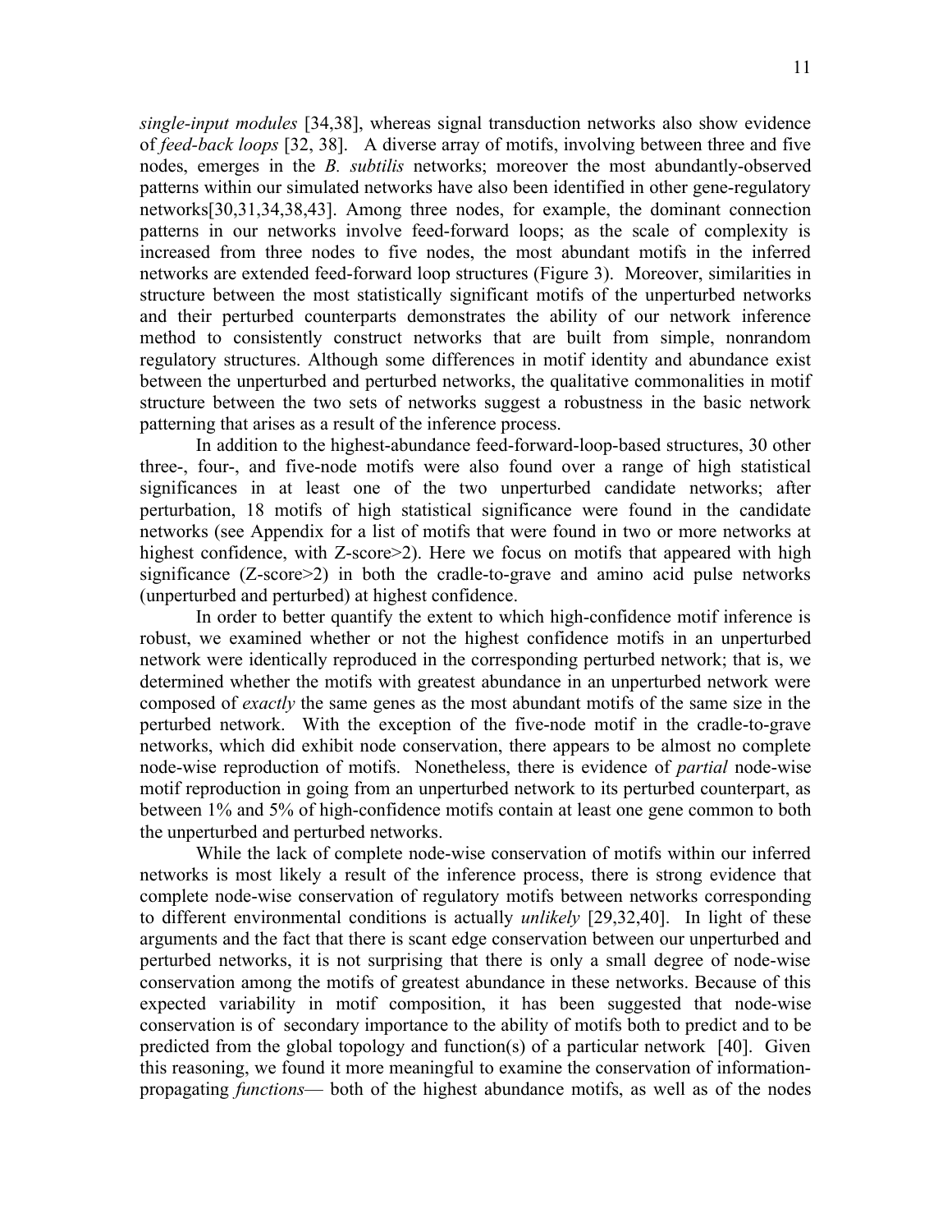*single-input modules* [34,38], whereas signal transduction networks also show evidence of *feed-back loops* [32, 38]. A diverse array of motifs, involving between three and five nodes, emerges in the *B. subtilis* networks; moreover the most abundantly-observed patterns within our simulated networks have also been identified in other gene-regulatory networks[30,31,34,38,43]. Among three nodes, for example, the dominant connection patterns in our networks involve feed-forward loops; as the scale of complexity is increased from three nodes to five nodes, the most abundant motifs in the inferred networks are extended feed-forward loop structures (Figure 3). Moreover, similarities in structure between the most statistically significant motifs of the unperturbed networks and their perturbed counterparts demonstrates the ability of our network inference method to consistently construct networks that are built from simple, nonrandom regulatory structures. Although some differences in motif identity and abundance exist between the unperturbed and perturbed networks, the qualitative commonalities in motif structure between the two sets of networks suggest a robustness in the basic network patterning that arises as a result of the inference process.

In addition to the highest-abundance feed-forward-loop-based structures, 30 other three-, four-, and five-node motifs were also found over a range of high statistical significances in at least one of the two unperturbed candidate networks; after perturbation, 18 motifs of high statistical significance were found in the candidate networks (see Appendix for a list of motifs that were found in two or more networks at highest confidence, with Z-score>2). Here we focus on motifs that appeared with high significance (Z-score>2) in both the cradle-to-grave and amino acid pulse networks (unperturbed and perturbed) at highest confidence.

In order to better quantify the extent to which high-confidence motif inference is robust, we examined whether or not the highest confidence motifs in an unperturbed network were identically reproduced in the corresponding perturbed network; that is, we determined whether the motifs with greatest abundance in an unperturbed network were composed of *exactly* the same genes as the most abundant motifs of the same size in the perturbed network. With the exception of the five-node motif in the cradle-to-grave networks, which did exhibit node conservation, there appears to be almost no complete node-wise reproduction of motifs. Nonetheless, there is evidence of *partial* node-wise motif reproduction in going from an unperturbed network to its perturbed counterpart, as between 1% and 5% of high-confidence motifs contain at least one gene common to both the unperturbed and perturbed networks.

While the lack of complete node-wise conservation of motifs within our inferred networks is most likely a result of the inference process, there is strong evidence that complete node-wise conservation of regulatory motifs between networks corresponding to different environmental conditions is actually *unlikely* [29,32,40]. In light of these arguments and the fact that there is scant edge conservation between our unperturbed and perturbed networks, it is not surprising that there is only a small degree of node-wise conservation among the motifs of greatest abundance in these networks. Because of this expected variability in motif composition, it has been suggested that node-wise conservation is of secondary importance to the ability of motifs both to predict and to be predicted from the global topology and function(s) of a particular network [40]. Given this reasoning, we found it more meaningful to examine the conservation of information-propagating *functions*— both of the highest abundance motifs, as well as of the nodes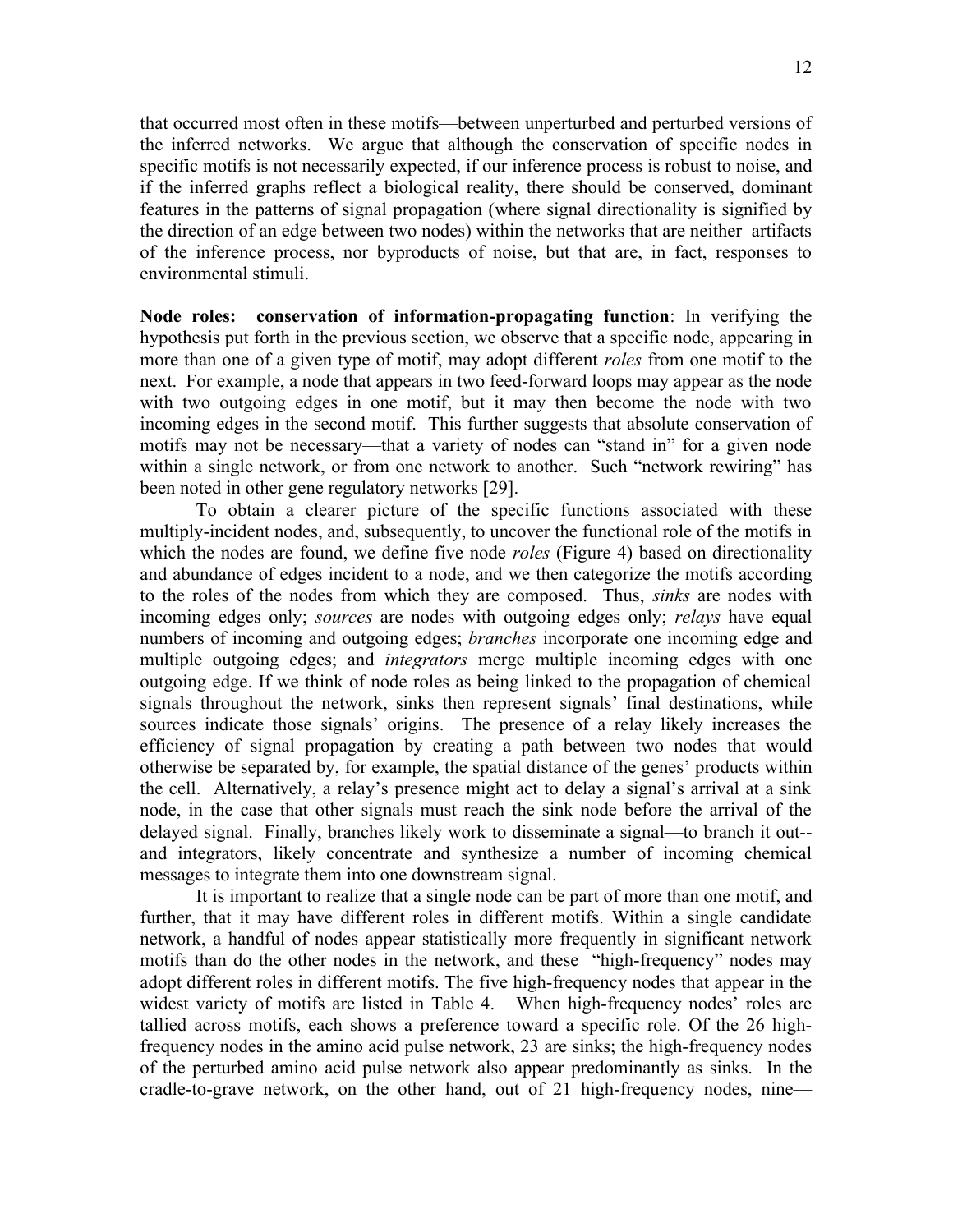that occurred most often in these motifs—between unperturbed and perturbed versions of the inferred networks. We argue that although the conservation of specific nodes in specific motifs is not necessarily expected, if our inference process is robust to noise, and if the inferred graphs reflect a biological reality, there should be conserved, dominant features in the patterns of signal propagation (where signal directionality is signified by the direction of an edge between two nodes) within the networks that are neither artifacts of the inference process, nor byproducts of noise, but that are, in fact, responses to environmental stimuli.

**Node roles: conservation of information-propagating function**: In verifying the hypothesis put forth in the previous section, we observe that a specific node, appearing in more than one of a given type of motif, may adopt different *roles* from one motif to the next. For example, a node that appears in two feed-forward loops may appear as the node with two outgoing edges in one motif, but it may then become the node with two incoming edges in the second motif. This further suggests that absolute conservation of motifs may not be necessary—that a variety of nodes can "stand in" for a given node within a single network, or from one network to another. Such "network rewiring" has been noted in other gene regulatory networks [29].

To obtain a clearer picture of the specific functions associated with these multiply-incident nodes, and, subsequently, to uncover the functional role of the motifs in which the nodes are found, we define five node *roles* (Figure 4) based on directionality and abundance of edges incident to a node, and we then categorize the motifs according to the roles of the nodes from which they are composed. Thus, *sinks* are nodes with incoming edges only; *sources* are nodes with outgoing edges only; *relays* have equal numbers of incoming and outgoing edges; *branches* incorporate one incoming edge and multiple outgoing edges; and *integrators* merge multiple incoming edges with one outgoing edge. If we think of node roles as being linked to the propagation of chemical signals throughout the network, sinks then represent signals' final destinations, while sources indicate those signals' origins. The presence of a relay likely increases the efficiency of signal propagation by creating a path between two nodes that would otherwise be separated by, for example, the spatial distance of the genes' products within the cell. Alternatively, a relay's presence might act to delay a signal's arrival at a sink node, in the case that other signals must reach the sink node before the arrival of the delayed signal. Finally, branches likely work to disseminate a signal—to branch it out--and integrators, likely concentrate and synthesize a number of incoming chemical messages to integrate them into one downstream signal.

It is important to realize that a single node can be part of more than one motif, and further, that it may have different roles in different motifs. Within a single candidate network, a handful of nodes appear statistically more frequently in significant network motifs than do the other nodes in the network, and these "high-frequency" nodes may adopt different roles in different motifs. The five high-frequency nodes that appear in the widest variety of motifs are listed in Table 4. When high-frequency nodes' roles are tallied across motifs, each shows a preference toward a specific role. Of the 26 high-frequency nodes in the amino acid pulse network, 23 are sinks; the high-frequency nodes of the perturbed amino acid pulse network also appear predominantly as sinks. In the cradle-to-grave network, on the other hand, out of 21 high-frequency nodes, nine—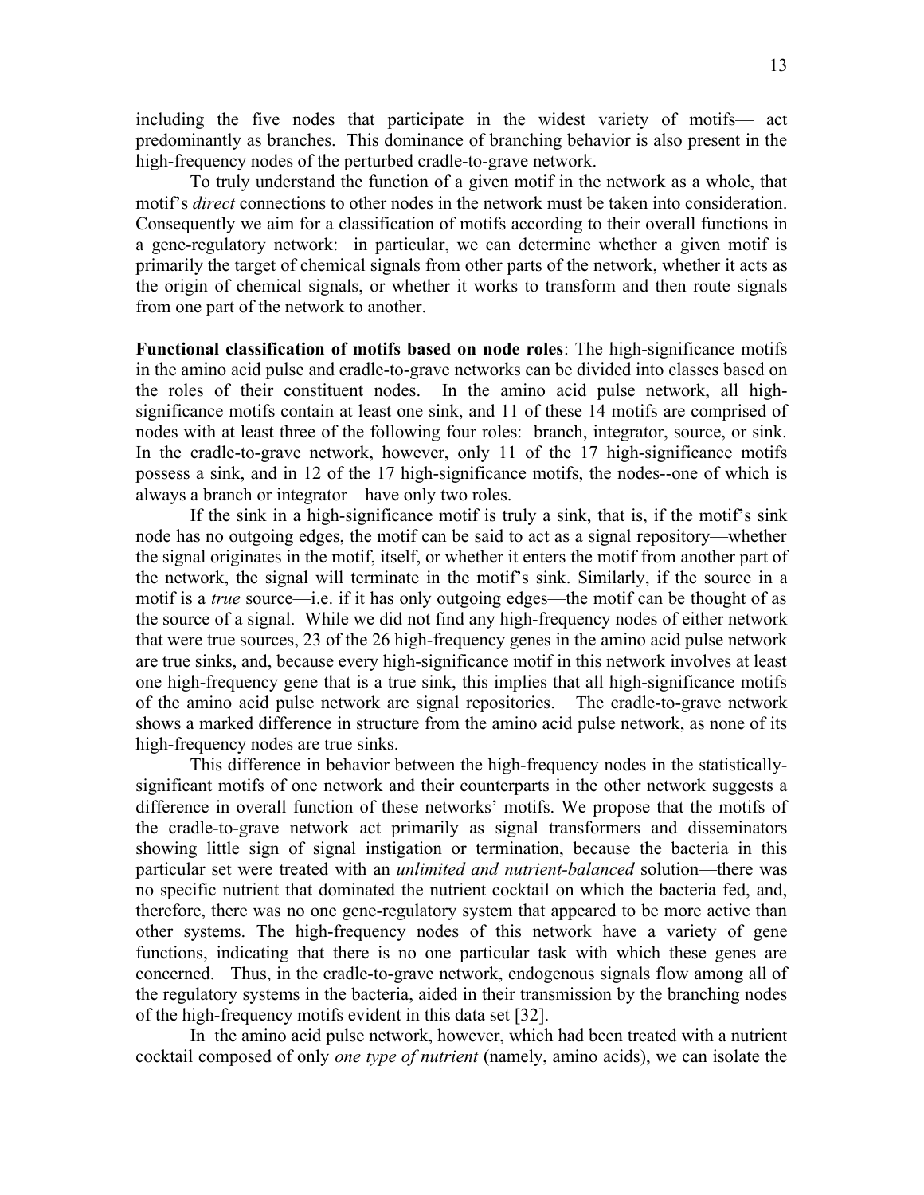including the five nodes that participate in the widest variety of motifs— act predominantly as branches. This dominance of branching behavior is also present in the high-frequency nodes of the perturbed cradle-to-grave network.

To truly understand the function of a given motif in the network as a whole, that motif's *direct* connections to other nodes in the network must be taken into consideration. Consequently we aim for a classification of motifs according to their overall functions in a gene-regulatory network: in particular, we can determine whether a given motif is primarily the target of chemical signals from other parts of the network, whether it acts as the origin of chemical signals, or whether it works to transform and then route signals from one part of the network to another.

**Functional classification of motifs based on node roles**: The high-significance motifs in the amino acid pulse and cradle-to-grave networks can be divided into classes based on the roles of their constituent nodes. In the amino acid pulse network, all high-significance motifs contain at least one sink, and 11 of these 14 motifs are comprised of nodes with at least three of the following four roles: branch, integrator, source, or sink. In the cradle-to-grave network, however, only 11 of the 17 high-significance motifs possess a sink, and in 12 of the 17 high-significance motifs, the nodes--one of which is always a branch or integrator—have only two roles.

If the sink in a high-significance motif is truly a sink, that is, if the motif's sink node has no outgoing edges, the motif can be said to act as a signal repository—whether the signal originates in the motif, itself, or whether it enters the motif from another part of the network, the signal will terminate in the motif's sink. Similarly, if the source in a motif is a *true* source—i.e. if it has only outgoing edges—the motif can be thought of as the source of a signal. While we did not find any high-frequency nodes of either network that were true sources, 23 of the 26 high-frequency genes in the amino acid pulse network are true sinks, and, because every high-significance motif in this network involves at least one high-frequency gene that is a true sink, this implies that all high-significance motifs of the amino acid pulse network are signal repositories. The cradle-to-grave network shows a marked difference in structure from the amino acid pulse network, as none of its high-frequency nodes are true sinks.

This difference in behavior between the high-frequency nodes in the statistically-significant motifs of one network and their counterparts in the other network suggests a difference in overall function of these networks' motifs. We propose that the motifs of the cradle-to-grave network act primarily as signal transformers and disseminators showing little sign of signal instigation or termination, because the bacteria in this particular set were treated with an *unlimited and nutrient-balanced* solution—there was no specific nutrient that dominated the nutrient cocktail on which the bacteria fed, and, therefore, there was no one gene-regulatory system that appeared to be more active than other systems. The high-frequency nodes of this network have a variety of gene functions, indicating that there is no one particular task with which these genes are concerned. Thus, in the cradle-to-grave network, endogenous signals flow among all of the regulatory systems in the bacteria, aided in their transmission by the branching nodes of the high-frequency motifs evident in this data set [32].

In the amino acid pulse network, however, which had been treated with a nutrient cocktail composed of only *one type of nutrient* (namely, amino acids), we can isolate the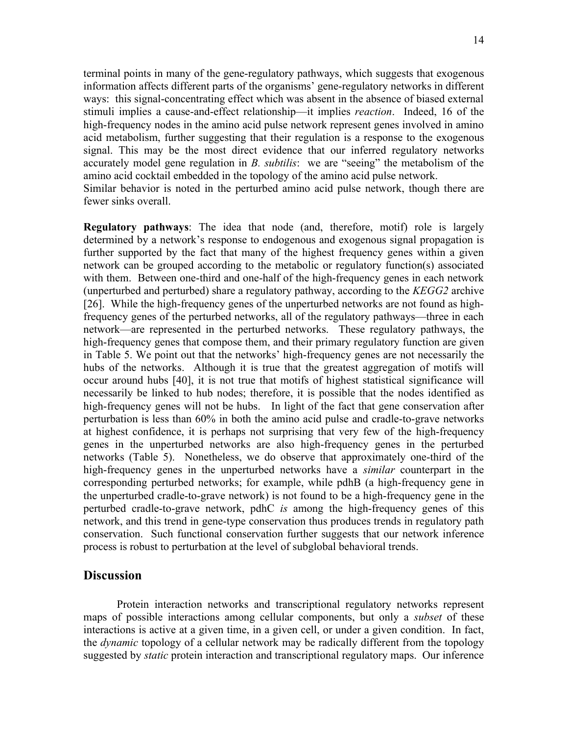terminal points in many of the gene-regulatory pathways, which suggests that exogenous information affects different parts of the organisms' gene-regulatory networks in different ways: this signal-concentrating effect which was absent in the absence of biased external stimuli implies a cause-and-effect relationship—it implies *reaction*. Indeed, 16 of the high-frequency nodes in the amino acid pulse network represent genes involved in amino acid metabolism, further suggesting that their regulation is a response to the exogenous signal. This may be the most direct evidence that our inferred regulatory networks accurately model gene regulation in *B. subtilis*: we are "seeing" the metabolism of the amino acid cocktail embedded in the topology of the amino acid pulse network.
Similar behavior is noted in the perturbed amino acid pulse network, though there are fewer sinks overall.

**Regulatory pathways**: The idea that node (and, therefore, motif) role is largely determined by a network's response to endogenous and exogenous signal propagation is further supported by the fact that many of the highest frequency genes within a given network can be grouped according to the metabolic or regulatory function(s) associated with them. Between one-third and one-half of the high-frequency genes in each network (unperturbed and perturbed) share a regulatory pathway, according to the *KEGG2* archive [26]. While the high-frequency genes of the unperturbed networks are not found as high-frequency genes of the perturbed networks, all of the regulatory pathways—three in each network—are represented in the perturbed networks. These regulatory pathways, the high-frequency genes that compose them, and their primary regulatory function are given in Table 5. We point out that the networks' high-frequency genes are not necessarily the hubs of the networks. Although it is true that the greatest aggregation of motifs will occur around hubs [40], it is not true that motifs of highest statistical significance will necessarily be linked to hub nodes; therefore, it is possible that the nodes identified as high-frequency genes will not be hubs. In light of the fact that gene conservation after perturbation is less than 60% in both the amino acid pulse and cradle-to-grave networks at highest confidence, it is perhaps not surprising that very few of the high-frequency genes in the unperturbed networks are also high-frequency genes in the perturbed networks (Table 5). Nonetheless, we do observe that approximately one-third of the high-frequency genes in the unperturbed networks have a *similar* counterpart in the corresponding perturbed networks; for example, while pdhB (a high-frequency gene in the unperturbed cradle-to-grave network) is not found to be a high-frequency gene in the perturbed cradle-to-grave network, pdhC *is* among the high-frequency genes of this network, and this trend in gene-type conservation thus produces trends in regulatory path conservation. Such functional conservation further suggests that our network inference process is robust to perturbation at the level of subglobal behavioral trends.

## Discussion

Protein interaction networks and transcriptional regulatory networks represent maps of possible interactions among cellular components, but only a *subset* of these interactions is active at a given time, in a given cell, or under a given condition. In fact, the *dynamic* topology of a cellular network may be radically different from the topology suggested by *static* protein interaction and transcriptional regulatory maps. Our inference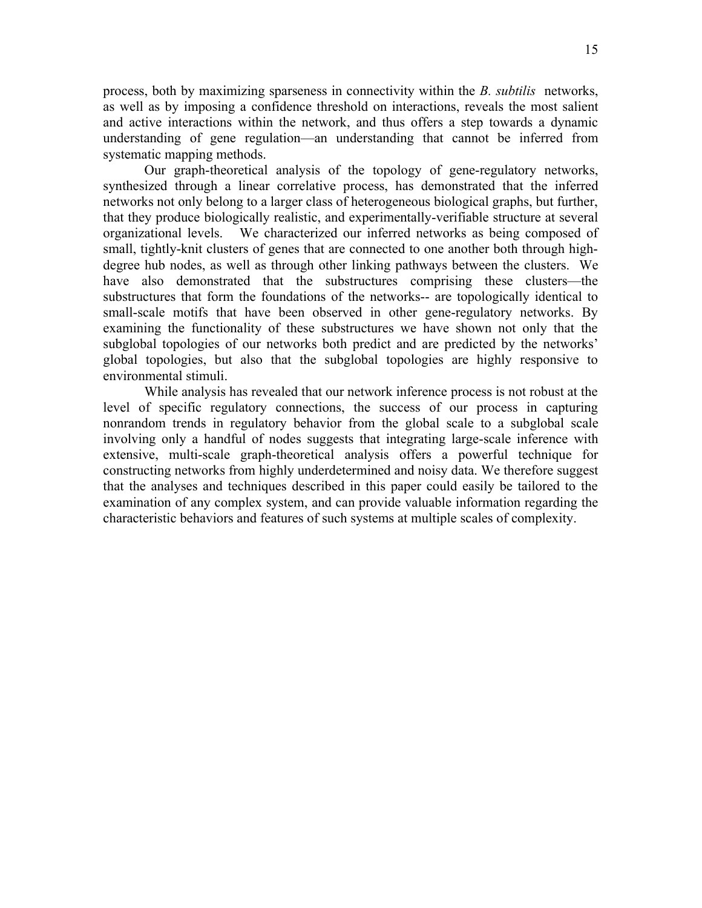process, both by maximizing sparseness in connectivity within the *B. subtilis* networks, as well as by imposing a confidence threshold on interactions, reveals the most salient and active interactions within the network, and thus offers a step towards a dynamic understanding of gene regulation—an understanding that cannot be inferred from systematic mapping methods.

Our graph-theoretical analysis of the topology of gene-regulatory networks, synthesized through a linear correlative process, has demonstrated that the inferred networks not only belong to a larger class of heterogeneous biological graphs, but further, that they produce biologically realistic, and experimentally-verifiable structure at several organizational levels. We characterized our inferred networks as being composed of small, tightly-knit clusters of genes that are connected to one another both through high-degree hub nodes, as well as through other linking pathways between the clusters. We have also demonstrated that the substructures comprising these clusters—the substructures that form the foundations of the networks-- are topologically identical to small-scale motifs that have been observed in other gene-regulatory networks. By examining the functionality of these substructures we have shown not only that the subglobal topologies of our networks both predict and are predicted by the networks' global topologies, but also that the subglobal topologies are highly responsive to environmental stimuli.

While analysis has revealed that our network inference process is not robust at the level of specific regulatory connections, the success of our process in capturing nonrandom trends in regulatory behavior from the global scale to a subglobal scale involving only a handful of nodes suggests that integrating large-scale inference with extensive, multi-scale graph-theoretical analysis offers a powerful technique for constructing networks from highly underdetermined and noisy data. We therefore suggest that the analyses and techniques described in this paper could easily be tailored to the examination of any complex system, and can provide valuable information regarding the characteristic behaviors and features of such systems at multiple scales of complexity.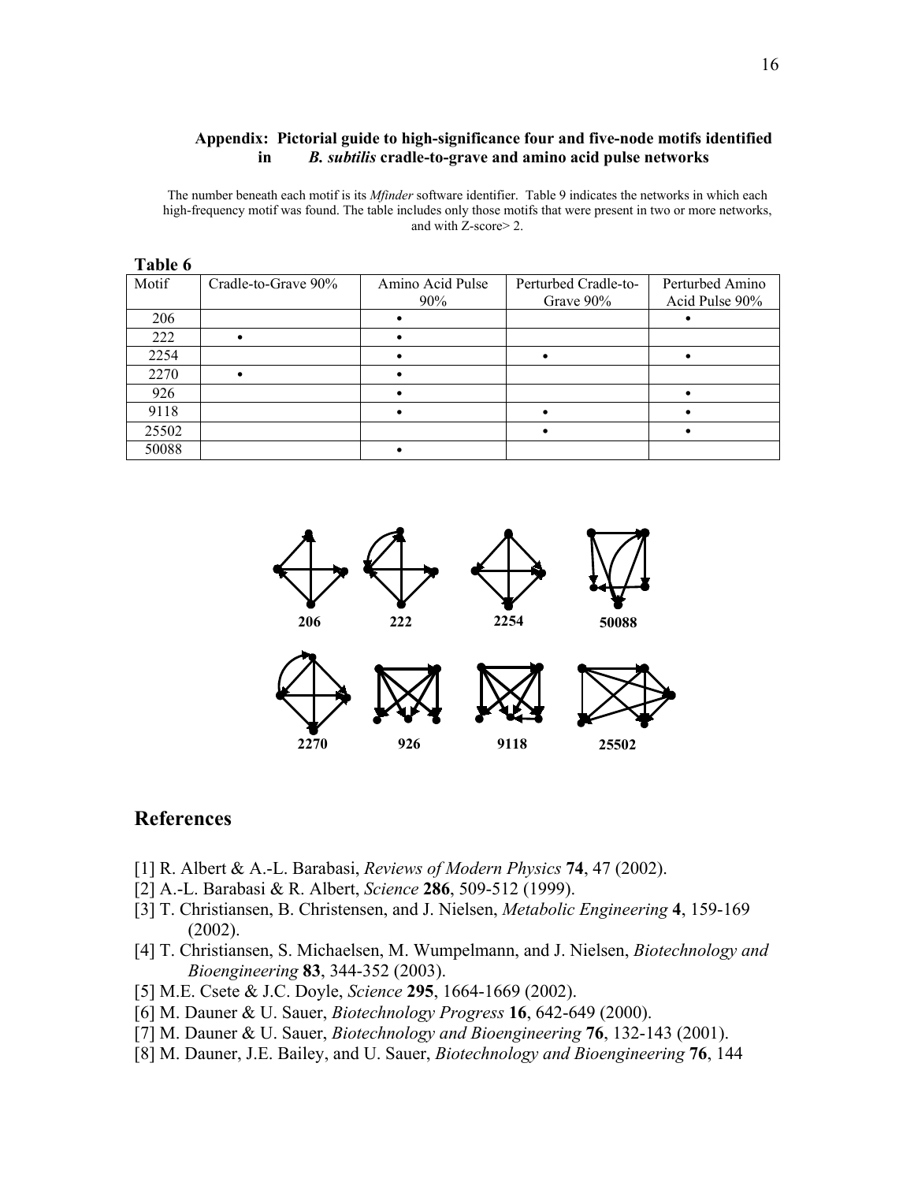### Appendix: Pictorial guide to high-significance four and five-node motifs identified in *B. subtilis* cradle-to-grave and amino acid pulse networks

The number beneath each motif is its *Mfinder* software identifier. Table 9 indicates the networks in which each high-frequency motif was found. The table includes only those motifs that were present in two or more networks, and with Z-score> 2.

**Table 6**

| Motif | Cradle-to-Grave 90% | Amino Acid Pulse 90% | Perturbed Cradle-to-Grave 90% | Perturbed Amino Acid Pulse 90% |
|---|---|---|---|---|
| 206 | | • | | • |
| 222 | • | • | | |
| 2254 | | • | • | • |
| 2270 | • | • | | |
| 926 | | • | | • |
| 9118 | | • | • | • |
| 25502 | | | • | • |
| 50088 | | • | | |

206 222 2254 50088

2270 926 9118 25502

## References

[1] R. Albert & A.-L. Barabasi, *Reviews of Modern Physics* **74**, 47 (2002).
[2] A.-L. Barabasi & R. Albert, *Science* **286**, 509-512 (1999).
[3] T. Christiansen, B. Christensen, and J. Nielsen, *Metabolic Engineering* **4**, 159-169 (2002).
[4] T. Christiansen, S. Michaelsen, M. Wumpelmann, and J. Nielsen, *Biotechnology and Bioengineering* **83**, 344-352 (2003).
[5] M.E. Csete & J.C. Doyle, *Science* **295**, 1664-1669 (2002).
[6] M. Dauner & U. Sauer, *Biotechnology Progress* **16**, 642-649 (2000).
[7] M. Dauner & U. Sauer, *Biotechnology and Bioengineering* **76**, 132-143 (2001).
[8] M. Dauner, J.E. Bailey, and U. Sauer, *Biotechnology and Bioengineering* **76**, 144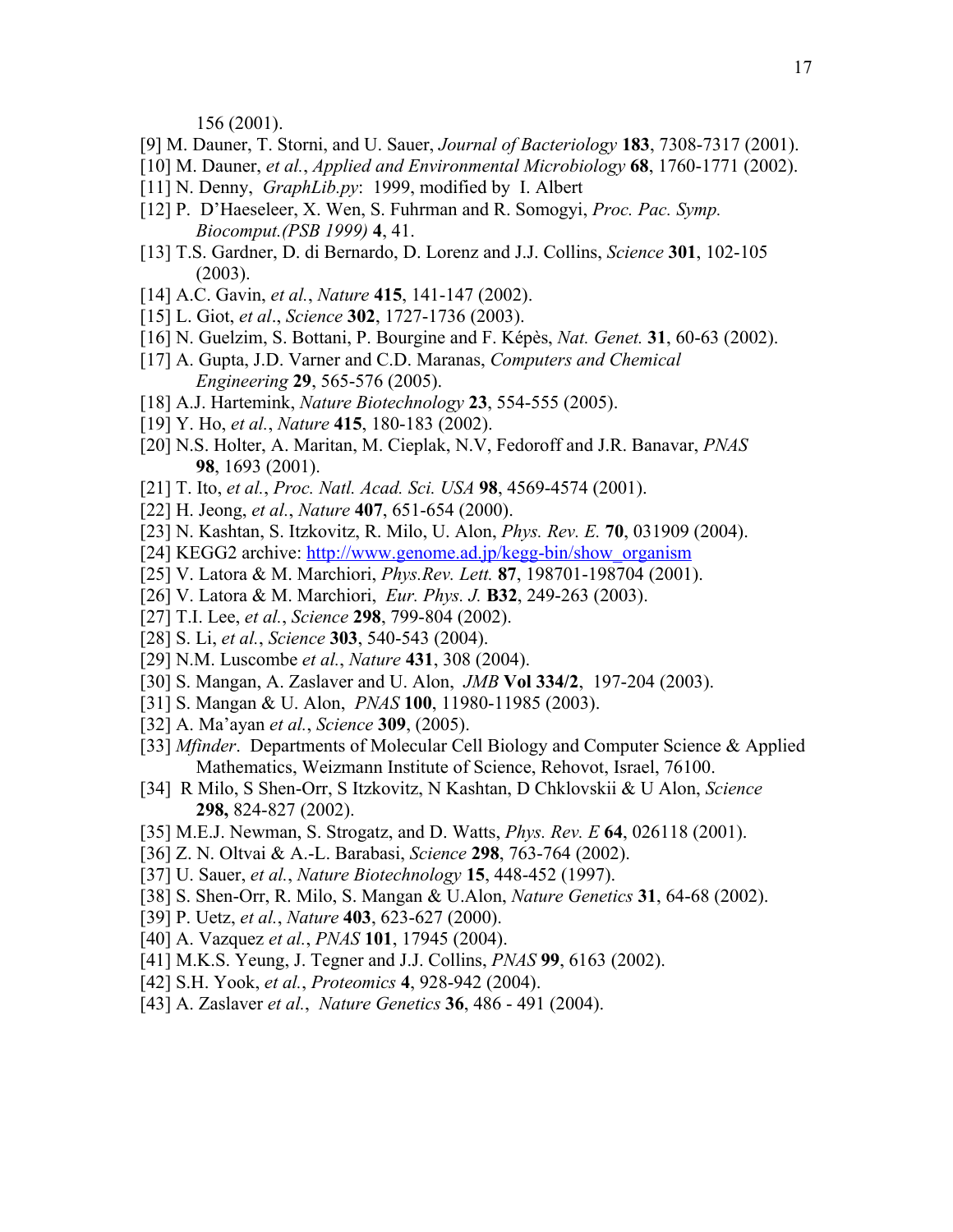156 (2001).

[9] M. Dauner, T. Storni, and U. Sauer, *Journal of Bacteriology* **183**, 7308-7317 (2001).

[10] M. Dauner, *et al.*, *Applied and Environmental Microbiology* **68**, 1760-1771 (2002).

[11] N. Denny, *GraphLib.py*: 1999, modified by I. Albert

[12] P. D'Haeseleer, X. Wen, S. Fuhrman and R. Somogyi, *Proc. Pac. Symp. Biocomput.(PSB 1999)* **4**, 41.

[13] T.S. Gardner, D. di Bernardo, D. Lorenz and J.J. Collins, *Science* **301**, 102-105 (2003).

[14] A.C. Gavin, *et al.*, *Nature* **415**, 141-147 (2002).

[15] L. Giot, *et al*., *Science* **302**, 1727-1736 (2003).

[16] N. Guelzim, S. Bottani, P. Bourgine and F. Képès, *Nat. Genet.* **31**, 60-63 (2002).

[17] A. Gupta, J.D. Varner and C.D. Maranas, *Computers and Chemical Engineering* **29**, 565-576 (2005).

[18] A.J. Hartemink, *Nature Biotechnology* **23**, 554-555 (2005).

[19] Y. Ho, *et al.*, *Nature* **415**, 180-183 (2002).

[20] N.S. Holter, A. Maritan, M. Cieplak, N.V, Fedoroff and J.R. Banavar, *PNAS* **98**, 1693 (2001).

[21] T. Ito, *et al.*, *Proc. Natl. Acad. Sci. USA* **98**, 4569-4574 (2001).

[22] H. Jeong, *et al.*, *Nature* **407**, 651-654 (2000).

[23] N. Kashtan, S. Itzkovitz, R. Milo, U. Alon, *Phys. Rev. E.* **70**, 031909 (2004).

[24] KEGG2 archive: http://www.genome.ad.jp/kegg-bin/show_organism

[25] V. Latora & M. Marchiori, *Phys.Rev. Lett.* **87**, 198701-198704 (2001).

[26] V. Latora & M. Marchiori, *Eur. Phys. J.* **B32**, 249-263 (2003).

[27] T.I. Lee, *et al.*, *Science* **298**, 799-804 (2002).

[28] S. Li, *et al.*, *Science* **303**, 540-543 (2004).

[29] N.M. Luscombe *et al.*, *Nature* **431**, 308 (2004).

[30] S. Mangan, A. Zaslaver and U. Alon, *JMB* **Vol 334/2**, 197-204 (2003).

[31] S. Mangan & U. Alon, *PNAS* **100**, 11980-11985 (2003).

[32] A. Ma'ayan *et al.*, *Science* **309**, (2005).

[33] *Mfinder*. Departments of Molecular Cell Biology and Computer Science & Applied Mathematics, Weizmann Institute of Science, Rehovot, Israel, 76100.

[34] R Milo, S Shen-Orr, S Itzkovitz, N Kashtan, D Chklovskii & U Alon, *Science* **298,** 824-827 (2002).

[35] M.E.J. Newman, S. Strogatz, and D. Watts, *Phys. Rev. E* **64**, 026118 (2001).

[36] Z. N. Oltvai & A.-L. Barabasi, *Science* **298**, 763-764 (2002).

[37] U. Sauer, *et al.*, *Nature Biotechnology* **15**, 448-452 (1997).

[38] S. Shen-Orr, R. Milo, S. Mangan & U.Alon, *Nature Genetics* **31**, 64-68 (2002).

[39] P. Uetz, *et al.*, *Nature* **403**, 623-627 (2000).

[40] A. Vazquez *et al.*, *PNAS* **101**, 17945 (2004).

[41] M.K.S. Yeung, J. Tegner and J.J. Collins, *PNAS* **99**, 6163 (2002).

[42] S.H. Yook, *et al.*, *Proteomics* **4**, 928-942 (2004).

[43] A. Zaslaver *et al.*, *Nature Genetics* **36**, 486 - 491 (2004).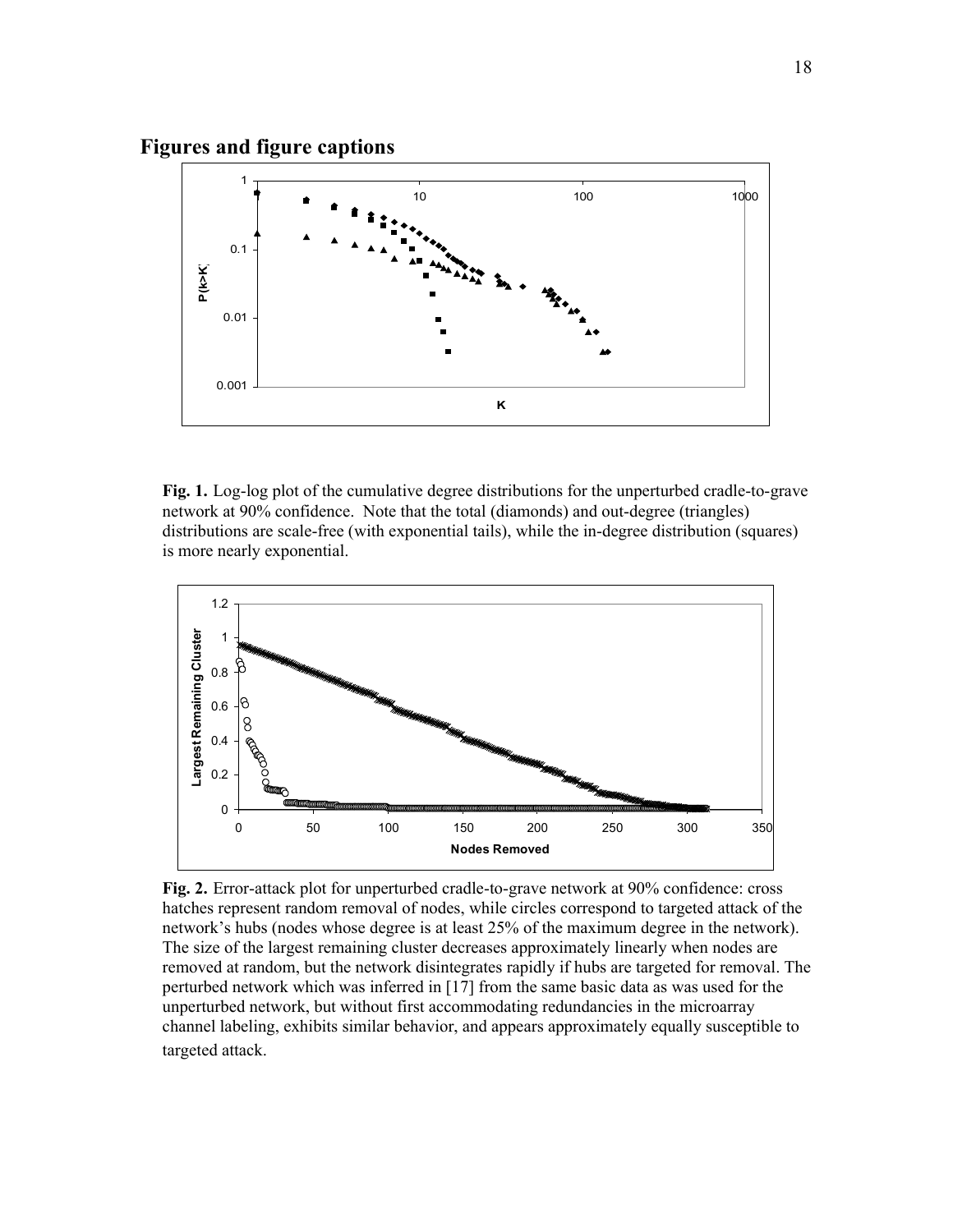## Figures and figure captions

**Fig. 1.** Log-log plot of the cumulative degree distributions for the unperturbed cradle-to-grave network at 90% confidence. Note that the total (diamonds) and out-degree (triangles) distributions are scale-free (with exponential tails), while the in-degree distribution (squares) is more nearly exponential.

**Fig. 2.** Error-attack plot for unperturbed cradle-to-grave network at 90% confidence: cross hatches represent random removal of nodes, while circles correspond to targeted attack of the network's hubs (nodes whose degree is at least 25% of the maximum degree in the network). The size of the largest remaining cluster decreases approximately linearly when nodes are removed at random, but the network disintegrates rapidly if hubs are targeted for removal. The perturbed network which was inferred in [17] from the same basic data as was used for the unperturbed network, but without first accommodating redundancies in the microarray channel labeling, exhibits similar behavior, and appears approximately equally susceptible to targeted attack.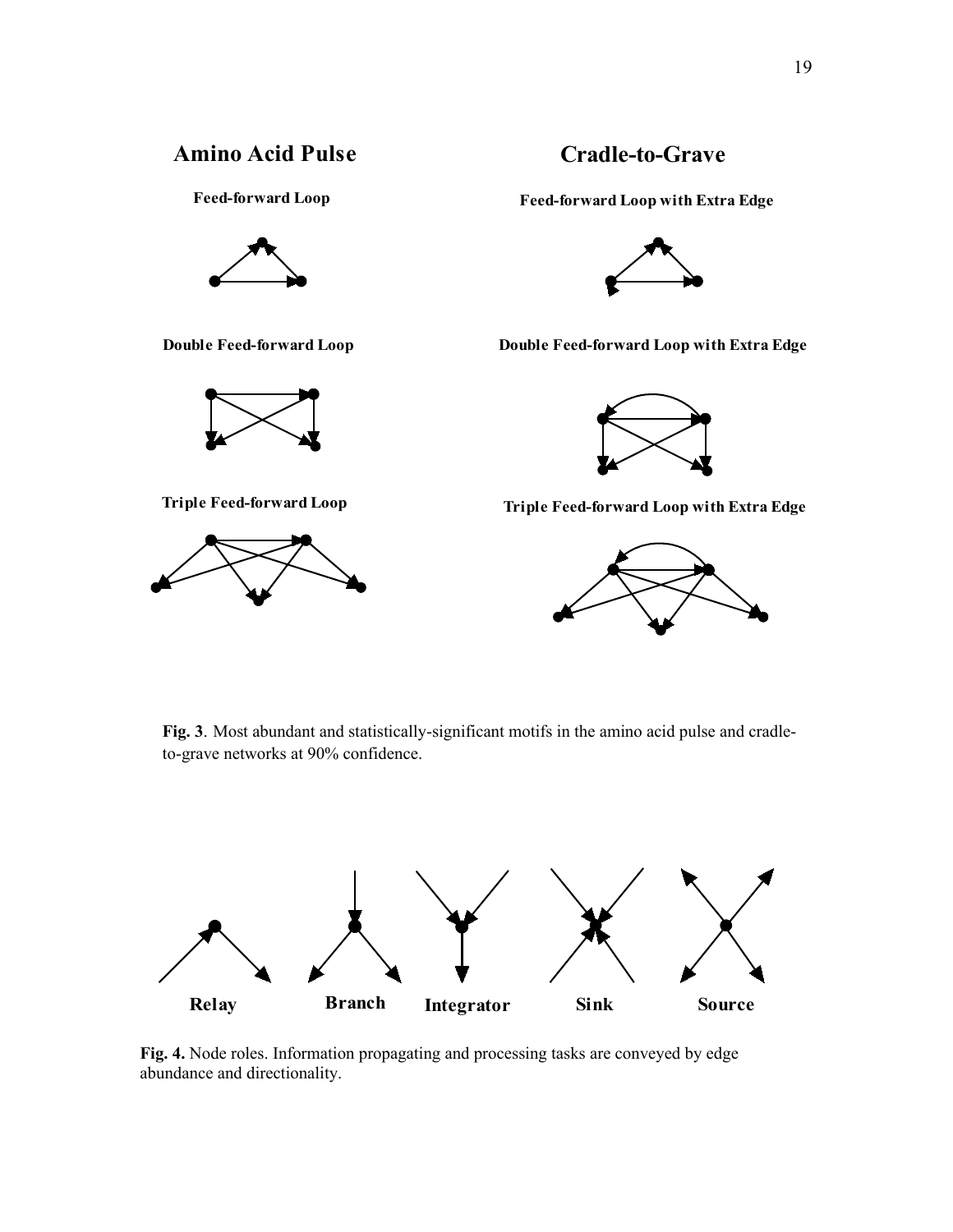## Amino Acid Pulse

**Feed-forward Loop**

**Double Feed-forward Loop**

**Triple Feed-forward Loop**

## Cradle-to-Grave

**Feed-forward Loop with Extra Edge**

**Double Feed-forward Loop with Extra Edge**

**Triple Feed-forward Loop with Extra Edge**

**Fig. 3**. Most abundant and statistically-significant motifs in the amino acid pulse and cradle-to-grave networks at 90% confidence.

Relay Branch Integrator Sink Source

**Fig. 4.** Node roles. Information propagating and processing tasks are conveyed by edge abundance and directionality.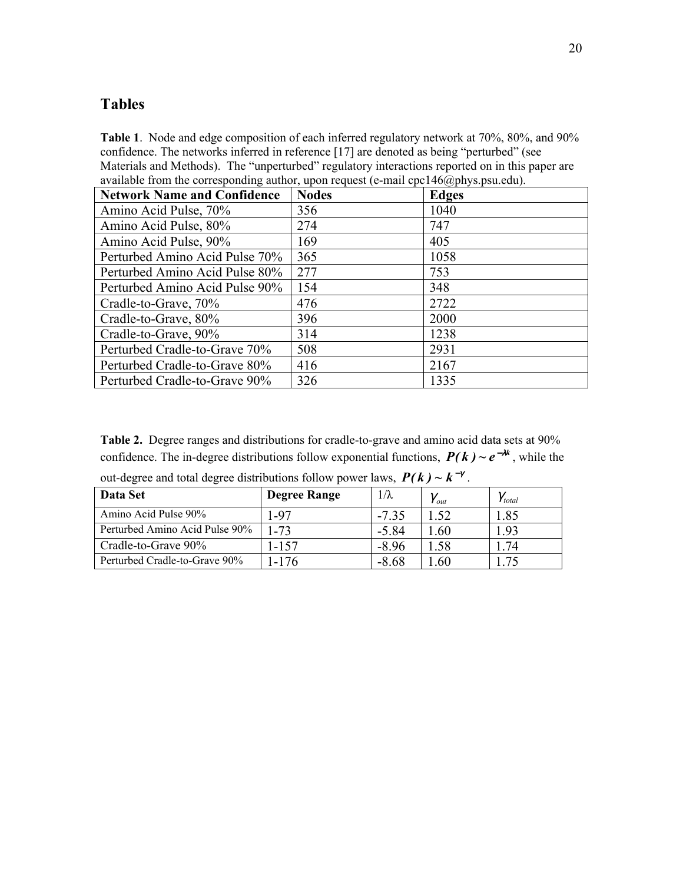## Tables

**Table 1**. Node and edge composition of each inferred regulatory network at 70%, 80%, and 90% confidence. The networks inferred in reference [17] are denoted as being "perturbed" (see Materials and Methods). The "unperturbed" regulatory interactions reported on in this paper are available from the corresponding author, upon request (e-mail cpc146@phys.psu.edu).

| Network Name and Confidence | Nodes | Edges |
|---|---|---|
| Amino Acid Pulse, 70% | 356 | 1040 |
| Amino Acid Pulse, 80% | 274 | 747 |
| Amino Acid Pulse, 90% | 169 | 405 |
| Perturbed Amino Acid Pulse 70% | 365 | 1058 |
| Perturbed Amino Acid Pulse 80% | 277 | 753 |
| Perturbed Amino Acid Pulse 90% | 154 | 348 |
| Cradle-to-Grave, 70% | 476 | 2722 |
| Cradle-to-Grave, 80% | 396 | 2000 |
| Cradle-to-Grave, 90% | 314 | 1238 |
| Perturbed Cradle-to-Grave 70% | 508 | 2931 |
| Perturbed Cradle-to-Grave 80% | 416 | 2167 |
| Perturbed Cradle-to-Grave 90% | 326 | 1335 |

**Table 2.** Degree ranges and distributions for cradle-to-grave and amino acid data sets at 90% confidence. The in-degree distributions follow exponential functions, $P(k) \sim e^{-\lambda k}$, while the out-degree and total degree distributions follow power laws, $P(k) \sim k^{-\gamma}$.

| Data Set | Degree Range | $1/\lambda$ | $\gamma_{out}$ | $\gamma_{total}$ |
|---|---|---|---|---|
| Amino Acid Pulse 90% | 1-97 | -7.35 | 1.52 | 1.85 |
| Perturbed Amino Acid Pulse 90% | 1-73 | -5.84 | 1.60 | 1.93 |
| Cradle-to-Grave 90% | 1-157 | -8.96 | 1.58 | 1.74 |
| Perturbed Cradle-to-Grave 90% | 1-176 | -8.68 | 1.60 | 1.75 |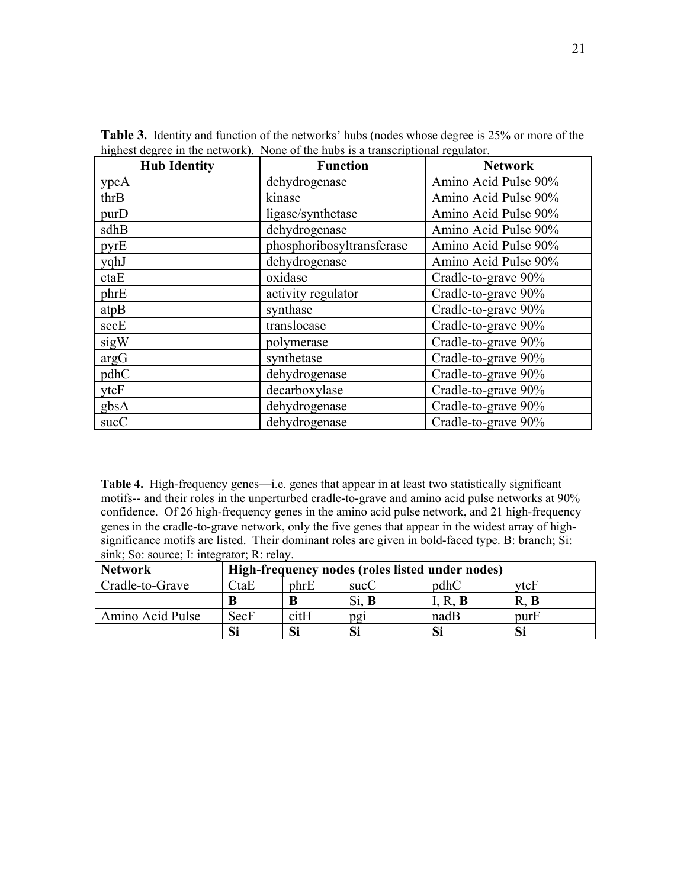**Table 3.** Identity and function of the networks' hubs (nodes whose degree is 25% or more of the highest degree in the network). None of the hubs is a transcriptional regulator.

| Hub Identity | Function | Network |
|---|---|---|
| ypcA | dehydrogenase | Amino Acid Pulse 90% |
| thrB | kinase | Amino Acid Pulse 90% |
| purD | ligase/synthetase | Amino Acid Pulse 90% |
| sdhB | dehydrogenase | Amino Acid Pulse 90% |
| pyrE | phosphoribosyltransferase | Amino Acid Pulse 90% |
| yqhJ | dehydrogenase | Amino Acid Pulse 90% |
| ctaE | oxidase | Cradle-to-grave 90% |
| phrE | activity regulator | Cradle-to-grave 90% |
| atpB | synthase | Cradle-to-grave 90% |
| secE | translocase | Cradle-to-grave 90% |
| sigW | polymerase | Cradle-to-grave 90% |
| argG | synthetase | Cradle-to-grave 90% |
| pdhC | dehydrogenase | Cradle-to-grave 90% |
| ytcF | decarboxylase | Cradle-to-grave 90% |
| gbsA | dehydrogenase | Cradle-to-grave 90% |
| sucC | dehydrogenase | Cradle-to-grave 90% |

**Table 4.** High-frequency genes—i.e. genes that appear in at least two statistically significant motifs-- and their roles in the unperturbed cradle-to-grave and amino acid pulse networks at 90% confidence. Of 26 high-frequency genes in the amino acid pulse network, and 21 high-frequency genes in the cradle-to-grave network, only the five genes that appear in the widest array of high-significance motifs are listed. Their dominant roles are given in bold-faced type. B: branch; Si: sink; So: source; I: integrator; R: relay.

| Network | High-frequency nodes (roles listed under nodes) | | | | |
|---|---|---|---|---|---|
| Cradle-to-Grave | CtaE | phrE | sucC | pdhC | ytcF |
| | **B** | **B** | Si, **B** | I, R, **B** | R, **B** |
| Amino Acid Pulse | SecF | citH | pgi | nadB | purF |
| | **Si** | **Si** | **Si** | **Si** | **Si** |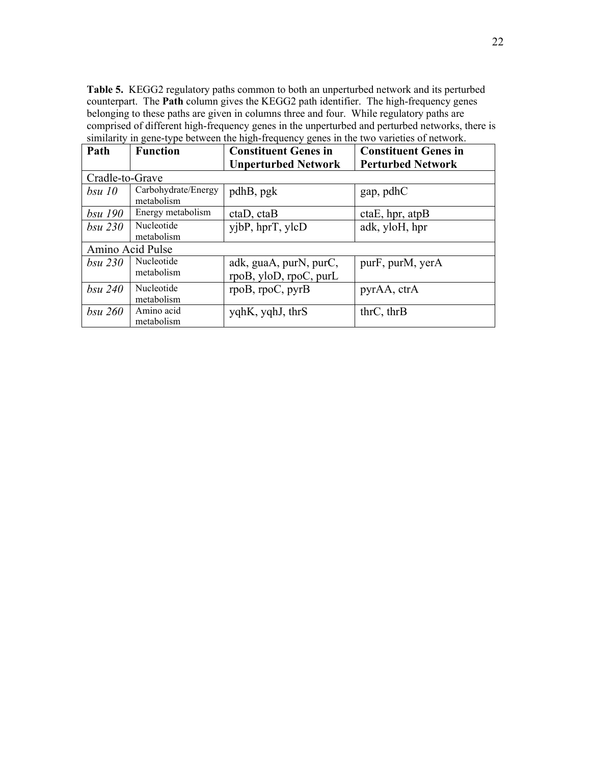**Table 5.** KEGG2 regulatory paths common to both an unperturbed network and its perturbed counterpart. The **Path** column gives the KEGG2 path identifier. The high-frequency genes belonging to these paths are given in columns three and four. While regulatory paths are comprised of different high-frequency genes in the unperturbed and perturbed networks, there is similarity in gene-type between the high-frequency genes in the two varieties of network.

| Path | Function | Constituent Genes in Unperturbed Network | Constituent Genes in Perturbed Network |
|---|---|---|---|
| Cradle-to-Grave | | | |
| *bsu 10* | Carbohydrate/Energy metabolism | pdhB, pgk | gap, pdhC |
| *bsu 190* | Energy metabolism | ctaD, ctaB | ctaE, hpr, atpB |
| *bsu 230* | Nucleotide metabolism | yjbP, hprT, ylcD | adk, yloH, hpr |
| Amino Acid Pulse | | | |
| *bsu 230* | Nucleotide metabolism | adk, guaA, purN, purC, rpoB, yloD, rpoC, purL | purF, purM, yerA |
| *bsu 240* | Nucleotide metabolism | rpoB, rpoC, pyrB | pyrAA, ctrA |
| *bsu 260* | Amino acid metabolism | yqhK, yqhJ, thrS | thrC, thrB |